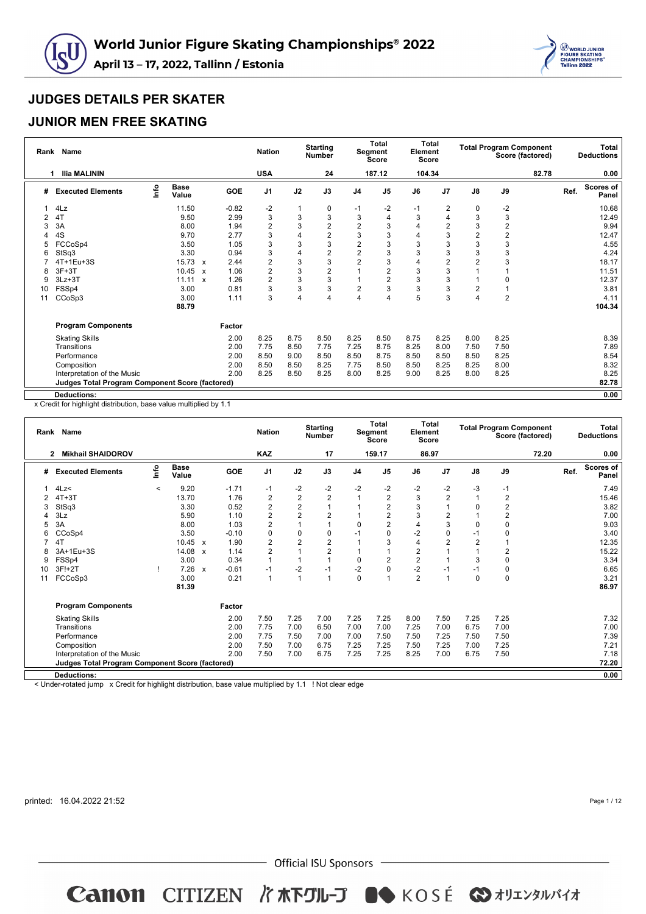# World Junior Figure Skating Championships® 2022

**April 13 – 17, 2022, Tallinn / Estonia**

## JUDGES DETAILS PER SKATER

## JUNIOR MEN FREE SKATING

| Rank | Name | Nation | Starting Number | Total Segment Score | Total Element Score | Total Program Component Score (factored) | Total Deductions |
|---|---|---|---|---|---|---|---|
| 1 | Ilia MALININ | USA | 24 | 187.12 | 104.34 | 82.78 | 0.00 |

| # | Executed Elements | Info | Base Value | | GOE | J1 | J2 | J3 | J4 | J5 | J6 | J7 | J8 | J9 | Ref. | Scores of Panel |
|---|---|---|---|---|---|---|---|---|---|---|---|---|---|---|---|---|
| 1 | 4Lz | | 11.50 | | -0.82 | -2 | 1 | 0 | -1 | -2 | -1 | 2 | 0 | -2 | | 10.68 |
| 2 | 4T | | 9.50 | | 2.99 | 3 | 3 | 3 | 3 | 4 | 3 | 4 | 3 | 3 | | 12.49 |
| 3 | 3A | | 8.00 | | 1.94 | 2 | 3 | 2 | 2 | 3 | 4 | 2 | 3 | 2 | | 9.94 |
| 4 | 4S | | 9.70 | | 2.77 | 3 | 4 | 2 | 3 | 3 | 4 | 3 | 2 | 2 | | 12.47 |
| 5 | FCCoSp4 | | 3.50 | | 1.05 | 3 | 3 | 3 | 2 | 3 | 3 | 3 | 3 | 3 | | 4.55 |
| 6 | StSq3 | | 3.30 | | 0.94 | 3 | 4 | 2 | 2 | 3 | 3 | 3 | 3 | 3 | | 4.24 |
| 7 | 4T+1Eu+3S | | 15.73 | x | 2.44 | 2 | 3 | 3 | 2 | 3 | 4 | 2 | 2 | 3 | | 18.17 |
| 8 | 3F+3T | | 10.45 | x | 1.06 | 2 | 3 | 2 | 1 | 2 | 3 | 3 | 1 | 1 | | 11.51 |
| 9 | 3Lz+3T | | 11.11 | x | 1.26 | 2 | 3 | 3 | 1 | 2 | 3 | 3 | 1 | 0 | | 12.37 |
| 10 | FSSp4 | | 3.00 | | 0.81 | 3 | 3 | 3 | 2 | 3 | 3 | 3 | 2 | 1 | | 3.81 |
| 11 | CCoSp3 | | 3.00 | | 1.11 | 3 | 4 | 4 | 4 | 4 | 5 | 3 | 4 | 2 | | 4.11 |
| | | | 88.79 | | | | | | | | | | | | | 104.34 |

| Program Components | Factor | J1 | J2 | J3 | J4 | J5 | J6 | J7 | J8 | J9 | Scores of Panel |
|---|---|---|---|---|---|---|---|---|---|---|---|
| Skating Skills | 2.00 | 8.25 | 8.75 | 8.50 | 8.25 | 8.50 | 8.75 | 8.25 | 8.00 | 8.25 | 8.39 |
| Transitions | 2.00 | 7.75 | 8.50 | 7.75 | 7.25 | 8.75 | 8.25 | 8.00 | 7.50 | 7.50 | 7.89 |
| Performance | 2.00 | 8.50 | 9.00 | 8.50 | 8.50 | 8.75 | 8.50 | 8.50 | 8.50 | 8.25 | 8.54 |
| Composition | 2.00 | 8.50 | 8.50 | 8.25 | 7.75 | 8.50 | 8.50 | 8.25 | 8.25 | 8.00 | 8.32 |
| Interpretation of the Music | 2.00 | 8.25 | 8.50 | 8.25 | 8.00 | 8.25 | 9.00 | 8.25 | 8.00 | 8.25 | 8.25 |
| **Judges Total Program Component Score (factored)** | | | | | | | | | | | **82.78** |

**Deductions:** 0.00

x Credit for highlight distribution, base value multiplied by 1.1

| Rank | Name | Nation | Starting Number | Total Segment Score | Total Element Score | Total Program Component Score (factored) | Total Deductions |
|---|---|---|---|---|---|---|---|
| 2 | Mikhail SHAIDOROV | KAZ | 17 | 159.17 | 86.97 | 72.20 | 0.00 |

| # | Executed Elements | Info | Base Value | | GOE | J1 | J2 | J3 | J4 | J5 | J6 | J7 | J8 | J9 | Ref. | Scores of Panel |
|---|---|---|---|---|---|---|---|---|---|---|---|---|---|---|---|---|
| 1 | 4Lz< | < | 9.20 | | -1.71 | -1 | -2 | -2 | -2 | -2 | -2 | -2 | -3 | -1 | | 7.49 |
| 2 | 4T+3T | | 13.70 | | 1.76 | 2 | 2 | 2 | 1 | 2 | 3 | 2 | 1 | 2 | | 15.46 |
| 3 | StSq3 | | 3.30 | | 0.52 | 2 | 2 | 1 | 1 | 2 | 3 | 1 | 0 | 2 | | 3.82 |
| 4 | 3Lz | | 5.90 | | 1.10 | 2 | 2 | 2 | 1 | 2 | 3 | 2 | 1 | 2 | | 7.00 |
| 5 | 3A | | 8.00 | | 1.03 | 2 | 1 | 1 | 0 | 2 | 4 | 3 | 0 | 0 | | 9.03 |
| 6 | CCoSp4 | | 3.50 | | -0.10 | 0 | 0 | 0 | -1 | 0 | -2 | 0 | -1 | 0 | | 3.40 |
| 7 | 4T | | 10.45 | x | 1.90 | 2 | 2 | 2 | 1 | 3 | 4 | 2 | 2 | 1 | | 12.35 |
| 8 | 3A+1Eu+3S | | 14.08 | x | 1.14 | 2 | 1 | 2 | 1 | 1 | 2 | 1 | 1 | 2 | | 15.22 |
| 9 | FSSp4 | | 3.00 | | 0.34 | 1 | 1 | 1 | 0 | 2 | 2 | 1 | 3 | 0 | | 3.34 |
| 10 | 3F!+2T | ! | 7.26 | x | -0.61 | -1 | -2 | -1 | -2 | 0 | -2 | -1 | -1 | 0 | | 6.65 |
| 11 | FCCoSp3 | | 3.00 | | 0.21 | 1 | 1 | 1 | 0 | 1 | 2 | 1 | 0 | 0 | | 3.21 |
| | | | 81.39 | | | | | | | | | | | | | 86.97 |

| Program Components | Factor | J1 | J2 | J3 | J4 | J5 | J6 | J7 | J8 | J9 | Scores of Panel |
|---|---|---|---|---|---|---|---|---|---|---|---|
| Skating Skills | 2.00 | 7.50 | 7.25 | 7.00 | 7.25 | 7.25 | 8.00 | 7.50 | 7.25 | 7.25 | 7.32 |
| Transitions | 2.00 | 7.75 | 7.00 | 6.50 | 7.00 | 7.00 | 7.25 | 7.00 | 6.75 | 7.00 | 7.00 |
| Performance | 2.00 | 7.75 | 7.50 | 7.00 | 7.00 | 7.50 | 7.50 | 7.25 | 7.50 | 7.50 | 7.39 |
| Composition | 2.00 | 7.50 | 7.00 | 6.75 | 7.25 | 7.25 | 7.50 | 7.25 | 7.00 | 7.25 | 7.21 |
| Interpretation of the Music | 2.00 | 7.50 | 7.00 | 6.75 | 7.25 | 7.25 | 8.25 | 7.00 | 6.75 | 7.50 | 7.18 |
| **Judges Total Program Component Score (factored)** | | | | | | | | | | | **72.20** |

**Deductions:** 0.00

< Under-rotated jump x Credit for highlight distribution, base value multiplied by 1.1 ! Not clear edge

printed: 16.04.2022 21:52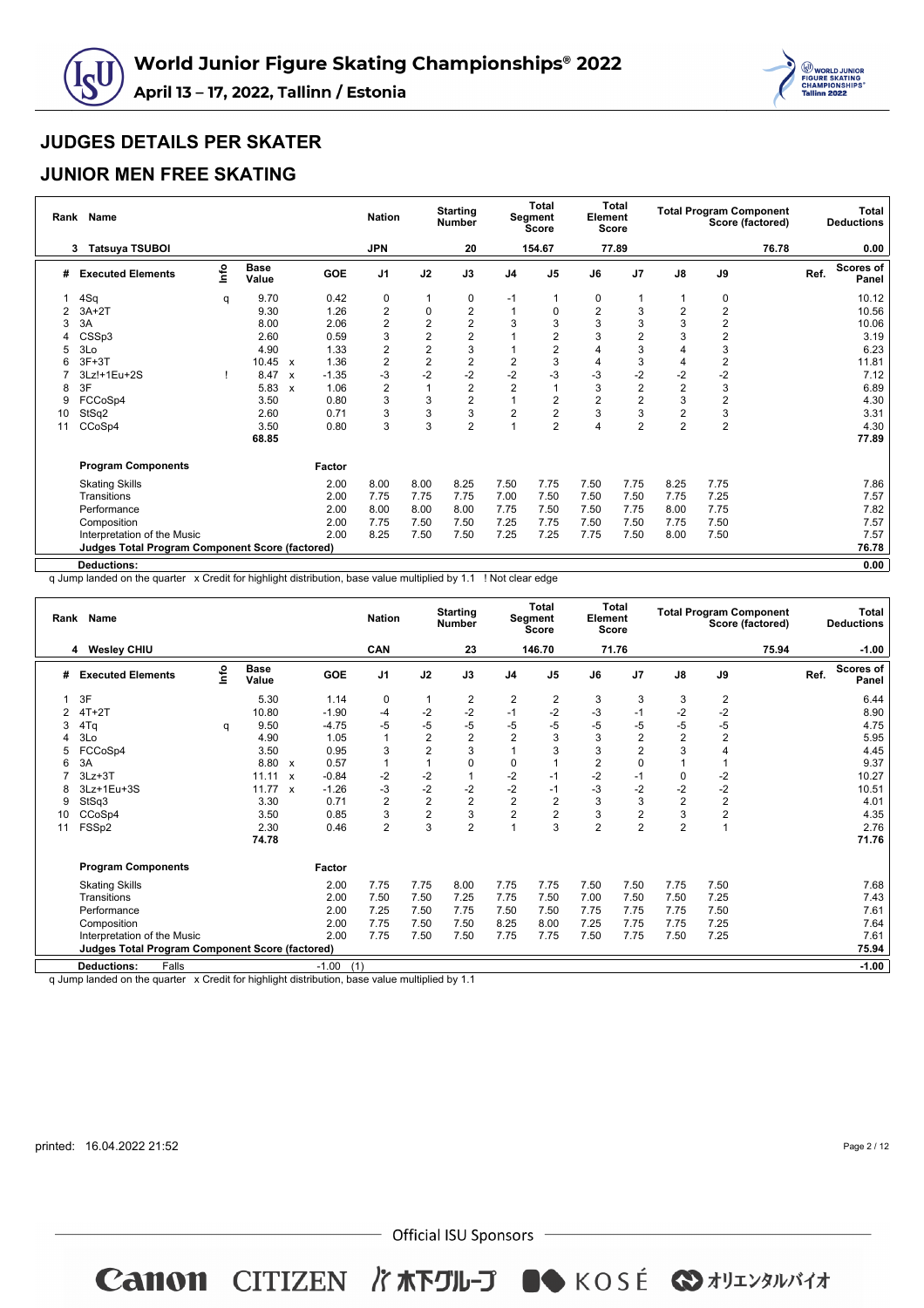## JUDGES DETAILS PER SKATER

## JUNIOR MEN FREE SKATING

| Rank | Name | Nation | Starting Number | Total Segment Score | Total Element Score | Total Program Component Score (factored) | Total Deductions |
|---|---|---|---|---|---|---|---|
| 3 | Tatsuya TSUBOI | JPN | 20 | 154.67 | 77.89 | 76.78 | 0.00 |

| # | Executed Elements | Info | Base Value | | GOE | J1 | J2 | J3 | J4 | J5 | J6 | J7 | J8 | J9 | Ref. | Scores of Panel |
|---|---|---|---|---|---|---|---|---|---|---|---|---|---|---|---|---|
| 1 | 4Sq | q | 9.70 | | 0.42 | 0 | 1 | 0 | -1 | 1 | 0 | 1 | 1 | 0 | | 10.12 |
| 2 | 3A+2T | | 9.30 | | 1.26 | 2 | 0 | 2 | 1 | 0 | 2 | 3 | 2 | 2 | | 10.56 |
| 3 | 3A | | 8.00 | | 2.06 | 2 | 2 | 2 | 3 | 3 | 3 | 3 | 3 | 2 | | 10.06 |
| 4 | CSSp3 | | 2.60 | | 0.59 | 3 | 2 | 2 | 1 | 2 | 3 | 2 | 3 | 2 | | 3.19 |
| 5 | 3Lo | | 4.90 | | 1.33 | 2 | 2 | 3 | 1 | 2 | 4 | 3 | 4 | 3 | | 6.23 |
| 6 | 3F+3T | | 10.45 | x | 1.36 | 2 | 2 | 2 | 2 | 3 | 4 | 3 | 4 | 2 | | 11.81 |
| 7 | 3Lz!+1Eu+2S | ! | 8.47 | x | -1.35 | -3 | -2 | -2 | -2 | -3 | -3 | -2 | -2 | -2 | | 7.12 |
| 8 | 3F | | 5.83 | x | 1.06 | 2 | 1 | 2 | 2 | 1 | 3 | 2 | 2 | 3 | | 6.89 |
| 9 | FCCoSp4 | | 3.50 | | 0.80 | 3 | 3 | 2 | 1 | 2 | 2 | 2 | 3 | 2 | | 4.30 |
| 10 | StSq2 | | 2.60 | | 0.71 | 3 | 3 | 3 | 2 | 2 | 3 | 3 | 2 | 3 | | 3.31 |
| 11 | CCoSp4 | | 3.50 | | 0.80 | 3 | 3 | 2 | 1 | 2 | 4 | 2 | 2 | 2 | | 4.30 |
| | | | 68.85 | | | | | | | | | | | | | 77.89 |

| Program Components | Factor | J1 | J2 | J3 | J4 | J5 | J6 | J7 | J8 | J9 | Scores of Panel |
|---|---|---|---|---|---|---|---|---|---|---|---|
| Skating Skills | 2.00 | 8.00 | 8.00 | 8.25 | 7.50 | 7.75 | 7.50 | 7.75 | 8.25 | 7.75 | 7.86 |
| Transitions | 2.00 | 7.75 | 7.75 | 7.75 | 7.00 | 7.50 | 7.50 | 7.50 | 7.75 | 7.25 | 7.57 |
| Performance | 2.00 | 8.00 | 8.00 | 8.00 | 7.75 | 7.50 | 7.50 | 7.75 | 8.00 | 7.75 | 7.82 |
| Composition | 2.00 | 7.75 | 7.50 | 7.50 | 7.25 | 7.75 | 7.50 | 7.50 | 7.75 | 7.50 | 7.57 |
| Interpretation of the Music | 2.00 | 8.25 | 7.50 | 7.50 | 7.25 | 7.25 | 7.75 | 7.50 | 8.00 | 7.50 | 7.57 |
| **Judges Total Program Component Score (factored)** | | | | | | | | | | | 76.78 |
| **Deductions:** | | | | | | | | | | | 0.00 |

q Jump landed on the quarter x Credit for highlight distribution, base value multiplied by 1.1 ! Not clear edge

| Rank | Name | Nation | Starting Number | Total Segment Score | Total Element Score | Total Program Component Score (factored) | Total Deductions |
|---|---|---|---|---|---|---|---|
| 4 | Wesley CHIU | CAN | 23 | 146.70 | 71.76 | 75.94 | -1.00 |

| # | Executed Elements | Info | Base Value | | GOE | J1 | J2 | J3 | J4 | J5 | J6 | J7 | J8 | J9 | Ref. | Scores of Panel |
|---|---|---|---|---|---|---|---|---|---|---|---|---|---|---|---|---|
| 1 | 3F | | 5.30 | | 1.14 | 0 | 1 | 2 | 2 | 2 | 3 | 3 | 3 | 2 | | 6.44 |
| 2 | 4T+2T | | 10.80 | | -1.90 | -4 | -2 | -2 | -1 | -2 | -3 | -1 | -2 | -2 | | 8.90 |
| 3 | 4Tq | q | 9.50 | | -4.75 | -5 | -5 | -5 | -5 | -5 | -5 | -5 | -5 | -5 | | 4.75 |
| 4 | 3Lo | | 4.90 | | 1.05 | 1 | 2 | 2 | 2 | 3 | 3 | 2 | 2 | 2 | | 5.95 |
| 5 | FCCoSp4 | | 3.50 | | 0.95 | 3 | 2 | 3 | 1 | 3 | 3 | 2 | 3 | 4 | | 4.45 |
| 6 | 3A | | 8.80 | x | 0.57 | 1 | 1 | 0 | 0 | 1 | 2 | 0 | 1 | 1 | | 9.37 |
| 7 | 3Lz+3T | | 11.11 | x | -0.84 | -2 | -2 | 1 | -2 | -1 | -2 | -1 | 0 | -2 | | 10.27 |
| 8 | 3Lz+1Eu+3S | | 11.77 | x | -1.26 | -3 | -2 | -2 | -2 | -1 | -3 | -2 | -2 | -2 | | 10.51 |
| 9 | StSq3 | | 3.30 | | 0.71 | 2 | 2 | 2 | 2 | 2 | 3 | 3 | 2 | 2 | | 4.01 |
| 10 | CCoSp4 | | 3.50 | | 0.85 | 3 | 2 | 3 | 2 | 2 | 3 | 2 | 3 | 2 | | 4.35 |
| 11 | FSSp2 | | 2.30 | | 0.46 | 2 | 3 | 2 | 1 | 3 | 2 | 2 | 2 | 1 | | 2.76 |
| | | | 74.78 | | | | | | | | | | | | | 71.76 |

| Program Components | Factor | J1 | J2 | J3 | J4 | J5 | J6 | J7 | J8 | J9 | Scores of Panel |
|---|---|---|---|---|---|---|---|---|---|---|---|
| Skating Skills | 2.00 | 7.75 | 7.75 | 8.00 | 7.75 | 7.75 | 7.50 | 7.50 | 7.75 | 7.50 | 7.68 |
| Transitions | 2.00 | 7.50 | 7.50 | 7.25 | 7.75 | 7.50 | 7.00 | 7.50 | 7.50 | 7.25 | 7.43 |
| Performance | 2.00 | 7.25 | 7.50 | 7.75 | 7.50 | 7.50 | 7.75 | 7.75 | 7.75 | 7.50 | 7.61 |
| Composition | 2.00 | 7.75 | 7.50 | 7.50 | 8.25 | 8.00 | 7.25 | 7.75 | 7.75 | 7.25 | 7.64 |
| Interpretation of the Music | 2.00 | 7.75 | 7.50 | 7.50 | 7.75 | 7.75 | 7.50 | 7.75 | 7.50 | 7.25 | 7.61 |
| **Judges Total Program Component Score (factored)** | | | | | | | | | | | 75.94 |
| **Deductions:** Falls | -1.00 (1) | | | | | | | | | | -1.00 |

q Jump landed on the quarter x Credit for highlight distribution, base value multiplied by 1.1

printed: 16.04.2022 21:52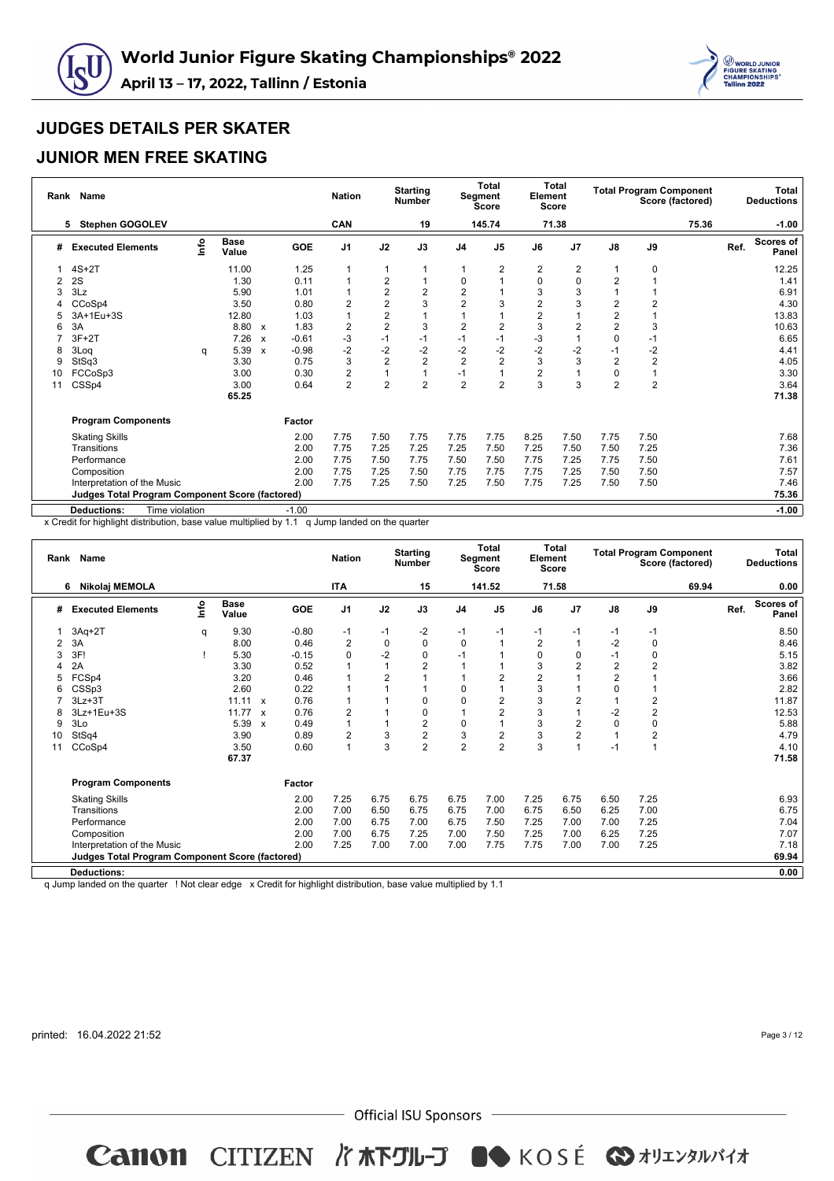## JUDGES DETAILS PER SKATER

## JUNIOR MEN FREE SKATING

| Rank | Name | Nation | Starting Number | Total Segment Score | Total Element Score | Total Program Component Score (factored) | Total Deductions |
|---|---|---|---|---|---|---|---|
| 5 | Stephen GOGOLEV | CAN | 19 | 145.74 | 71.38 | 75.36 | -1.00 |

| # | Executed Elements | Info | Base Value | | GOE | J1 | J2 | J3 | J4 | J5 | J6 | J7 | J8 | J9 | Ref. | Scores of Panel |
|---|---|---|---|---|---|---|---|---|---|---|---|---|---|---|---|---|
| 1 | 4S+2T | | 11.00 | | 1.25 | 1 | 1 | 1 | 1 | 2 | 2 | 2 | 1 | 0 | | 12.25 |
| 2 | 2S | | 1.30 | | 0.11 | 1 | 2 | 1 | 0 | 1 | 0 | 0 | 2 | 1 | | 1.41 |
| 3 | 3Lz | | 5.90 | | 1.01 | 1 | 2 | 2 | 2 | 1 | 3 | 3 | 1 | 1 | | 6.91 |
| 4 | CCoSp4 | | 3.50 | | 0.80 | 2 | 2 | 3 | 2 | 3 | 2 | 3 | 2 | 2 | | 4.30 |
| 5 | 3A+1Eu+3S | | 12.80 | | 1.03 | 1 | 2 | 1 | 1 | 1 | 2 | 1 | 2 | 1 | | 13.83 |
| 6 | 3A | | 8.80 | x | 1.83 | 2 | 2 | 3 | 2 | 2 | 3 | 2 | 2 | 3 | | 10.63 |
| 7 | 3F+2T | | 7.26 | x | -0.61 | -3 | -1 | -1 | -1 | -1 | -3 | 1 | 0 | -1 | | 6.65 |
| 8 | 3Loq | q | 5.39 | x | -0.98 | -2 | -2 | -2 | -2 | -2 | -2 | -2 | -1 | -2 | | 4.41 |
| 9 | StSq3 | | 3.30 | | 0.75 | 3 | 2 | 2 | 2 | 2 | 3 | 3 | 2 | 2 | | 4.05 |
| 10 | FCCoSp3 | | 3.00 | | 0.30 | 2 | 1 | 1 | -1 | 1 | 2 | 1 | 0 | 1 | | 3.30 |
| 11 | CSSp4 | | 3.00 | | 0.64 | 2 | 2 | 2 | 2 | 2 | 3 | 3 | 2 | 2 | | 3.64 |
| | | | 65.25 | | | | | | | | | | | | | 71.38 |

| Program Components | Factor | J1 | J2 | J3 | J4 | J5 | J6 | J7 | J8 | J9 | Scores of Panel |
|---|---|---|---|---|---|---|---|---|---|---|---|
| Skating Skills | 2.00 | 7.75 | 7.50 | 7.75 | 7.75 | 7.75 | 8.25 | 7.50 | 7.75 | 7.50 | 7.68 |
| Transitions | 2.00 | 7.75 | 7.25 | 7.25 | 7.25 | 7.50 | 7.25 | 7.50 | 7.50 | 7.25 | 7.36 |
| Performance | 2.00 | 7.75 | 7.50 | 7.75 | 7.50 | 7.50 | 7.75 | 7.25 | 7.75 | 7.50 | 7.61 |
| Composition | 2.00 | 7.75 | 7.25 | 7.50 | 7.75 | 7.75 | 7.75 | 7.25 | 7.50 | 7.50 | 7.57 |
| Interpretation of the Music | 2.00 | 7.75 | 7.25 | 7.50 | 7.25 | 7.50 | 7.75 | 7.25 | 7.50 | 7.50 | 7.46 |
| **Judges Total Program Component Score (factored)** | | | | | | | | | | | **75.36** |
| **Deductions:** Time violation | -1.00 | | | | | | | | | | **-1.00** |

x Credit for highlight distribution, base value multiplied by 1.1 q Jump landed on the quarter

| Rank | Name | Nation | Starting Number | Total Segment Score | Total Element Score | Total Program Component Score (factored) | Total Deductions |
|---|---|---|---|---|---|---|---|
| 6 | Nikolaj MEMOLA | ITA | 15 | 141.52 | 71.58 | 69.94 | 0.00 |

| # | Executed Elements | Info | Base Value | | GOE | J1 | J2 | J3 | J4 | J5 | J6 | J7 | J8 | J9 | Ref. | Scores of Panel |
|---|---|---|---|---|---|---|---|---|---|---|---|---|---|---|---|---|
| 1 | 3Aq+2T | q | 9.30 | | -0.80 | -1 | -1 | -2 | -1 | -1 | -1 | -1 | -1 | -1 | | 8.50 |
| 2 | 3A | | 8.00 | | 0.46 | 2 | 0 | 0 | 0 | 1 | 2 | 1 | -2 | 0 | | 8.46 |
| 3 | 3F! | ! | 5.30 | | -0.15 | 0 | -2 | 0 | -1 | 1 | 0 | 0 | -1 | 0 | | 5.15 |
| 4 | 2A | | 3.30 | | 0.52 | 1 | 1 | 2 | 1 | 1 | 3 | 2 | 2 | 2 | | 3.82 |
| 5 | FCSp4 | | 3.20 | | 0.46 | 1 | 2 | 1 | 1 | 2 | 2 | 1 | 2 | 1 | | 3.66 |
| 6 | CSSp3 | | 2.60 | | 0.22 | 1 | 1 | 1 | 0 | 1 | 3 | 1 | 0 | 1 | | 2.82 |
| 7 | 3Lz+3T | | 11.11 | x | 0.76 | 1 | 1 | 0 | 0 | 2 | 3 | 2 | 1 | 2 | | 11.87 |
| 8 | 3Lz+1Eu+3S | | 11.77 | x | 0.76 | 2 | 1 | 0 | 1 | 2 | 3 | 1 | -2 | 2 | | 12.53 |
| 9 | 3Lo | | 5.39 | x | 0.49 | 1 | 1 | 2 | 0 | 1 | 3 | 2 | 0 | 0 | | 5.88 |
| 10 | StSq4 | | 3.90 | | 0.89 | 2 | 3 | 2 | 3 | 2 | 3 | 2 | 1 | 2 | | 4.79 |
| 11 | CCoSp4 | | 3.50 | | 0.60 | 1 | 3 | 2 | 2 | 2 | 3 | 1 | -1 | 1 | | 4.10 |
| | | | 67.37 | | | | | | | | | | | | | 71.58 |

| Program Components | Factor | J1 | J2 | J3 | J4 | J5 | J6 | J7 | J8 | J9 | Scores of Panel |
|---|---|---|---|---|---|---|---|---|---|---|---|
| Skating Skills | 2.00 | 7.25 | 6.75 | 6.75 | 6.75 | 7.00 | 7.25 | 6.75 | 6.50 | 7.25 | 6.93 |
| Transitions | 2.00 | 7.00 | 6.50 | 6.75 | 6.75 | 7.00 | 6.75 | 6.50 | 6.25 | 7.00 | 6.75 |
| Performance | 2.00 | 7.00 | 6.75 | 7.00 | 6.75 | 7.50 | 7.25 | 7.00 | 7.00 | 7.25 | 7.04 |
| Composition | 2.00 | 7.00 | 6.75 | 7.25 | 7.00 | 7.50 | 7.25 | 7.00 | 6.25 | 7.25 | 7.07 |
| Interpretation of the Music | 2.00 | 7.25 | 7.00 | 7.00 | 7.00 | 7.75 | 7.75 | 7.00 | 7.00 | 7.25 | 7.18 |
| **Judges Total Program Component Score (factored)** | | | | | | | | | | | **69.94** |
| **Deductions:** | | | | | | | | | | | **0.00** |

q Jump landed on the quarter ! Not clear edge x Credit for highlight distribution, base value multiplied by 1.1

printed: 16.04.2022 21:52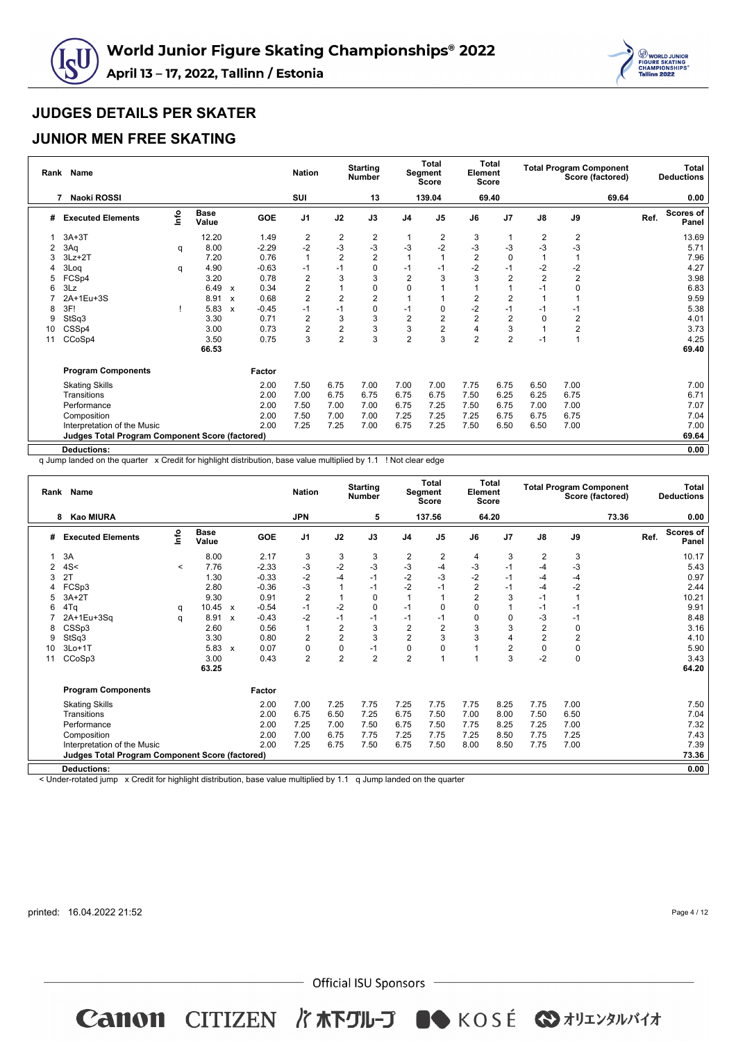# World Junior Figure Skating Championships® 2022

**April 13 – 17, 2022, Tallinn / Estonia**

## JUDGES DETAILS PER SKATER

## JUNIOR MEN FREE SKATING

| Rank | Name | Nation | Starting Number | Total Segment Score | Total Element Score | Total Program Component Score (factored) | Total Deductions |
|---|---|---|---|---|---|---|---|
| 7 | Naoki ROSSI | SUI | 13 | 139.04 | 69.40 | 69.64 | 0.00 |

| # | Executed Elements | Info | Base Value | | GOE | J1 | J2 | J3 | J4 | J5 | J6 | J7 | J8 | J9 | Ref. | Scores of Panel |
|---|---|---|---|---|---|---|---|---|---|---|---|---|---|---|---|---|
| 1 | 3A+3T | | 12.20 | | 1.49 | 2 | 2 | 2 | 1 | 2 | 3 | 1 | 2 | 2 | | 13.69 |
| 2 | 3Aq | q | 8.00 | | -2.29 | -2 | -3 | -3 | -3 | -2 | -3 | -3 | -3 | -3 | | 5.71 |
| 3 | 3Lz+2T | | 7.20 | | 0.76 | 1 | 2 | 2 | 1 | 1 | 2 | 0 | 1 | 1 | | 7.96 |
| 4 | 3Loq | q | 4.90 | | -0.63 | -1 | -1 | 0 | -1 | -1 | -2 | -1 | -2 | -2 | | 4.27 |
| 5 | FCSp4 | | 3.20 | | 0.78 | 2 | 3 | 3 | 2 | 3 | 3 | 2 | 2 | 2 | | 3.98 |
| 6 | 3Lz | | 6.49 | x | 0.34 | 2 | 1 | 0 | 0 | 1 | 1 | 1 | -1 | 0 | | 6.83 |
| 7 | 2A+1Eu+3S | | 8.91 | x | 0.68 | 2 | 2 | 2 | 1 | 1 | 2 | 2 | 1 | 1 | | 9.59 |
| 8 | 3F! | ! | 5.83 | x | -0.45 | -1 | -1 | 0 | -1 | 0 | -2 | -1 | -1 | -1 | | 5.38 |
| 9 | StSq3 | | 3.30 | | 0.71 | 2 | 3 | 3 | 2 | 2 | 2 | 2 | 0 | 2 | | 4.01 |
| 10 | CSSp4 | | 3.00 | | 0.73 | 2 | 2 | 3 | 3 | 2 | 4 | 3 | 1 | 2 | | 3.73 |
| 11 | CCoSp4 | | 3.50 | | 0.75 | 3 | 2 | 3 | 2 | 3 | 2 | 2 | -1 | 1 | | 4.25 |
| | | | 66.53 | | | | | | | | | | | | | 69.40 |

| Program Components | Factor | J1 | J2 | J3 | J4 | J5 | J6 | J7 | J8 | J9 | Scores of Panel |
|---|---|---|---|---|---|---|---|---|---|---|---|
| Skating Skills | 2.00 | 7.50 | 6.75 | 7.00 | 7.00 | 7.00 | 7.75 | 6.75 | 6.50 | 7.00 | 7.00 |
| Transitions | 2.00 | 7.00 | 6.75 | 6.75 | 6.75 | 6.75 | 7.50 | 6.25 | 6.25 | 6.75 | 6.71 |
| Performance | 2.00 | 7.50 | 7.00 | 7.00 | 6.75 | 7.25 | 7.50 | 6.75 | 7.00 | 7.00 | 7.07 |
| Composition | 2.00 | 7.50 | 7.00 | 7.00 | 7.25 | 7.25 | 7.25 | 6.75 | 6.75 | 6.75 | 7.04 |
| Interpretation of the Music | 2.00 | 7.25 | 7.25 | 7.00 | 6.75 | 7.25 | 7.50 | 6.50 | 6.50 | 7.00 | 7.00 |
| **Judges Total Program Component Score (factored)** | | | | | | | | | | | **69.64** |
| **Deductions:** | | | | | | | | | | | **0.00** |

q Jump landed on the quarter x Credit for highlight distribution, base value multiplied by 1.1 ! Not clear edge

| Rank | Name | Nation | Starting Number | Total Segment Score | Total Element Score | Total Program Component Score (factored) | Total Deductions |
|---|---|---|---|---|---|---|---|
| 8 | Kao MIURA | JPN | 5 | 137.56 | 64.20 | 73.36 | 0.00 |

| # | Executed Elements | Info | Base Value | | GOE | J1 | J2 | J3 | J4 | J5 | J6 | J7 | J8 | J9 | Ref. | Scores of Panel |
|---|---|---|---|---|---|---|---|---|---|---|---|---|---|---|---|---|
| 1 | 3A | | 8.00 | | 2.17 | 3 | 3 | 3 | 2 | 2 | 4 | 3 | 2 | 3 | | 10.17 |
| 2 | 4S< | < | 7.76 | | -2.33 | -3 | -2 | -3 | -3 | -4 | -3 | -1 | -4 | -3 | | 5.43 |
| 3 | 2T | | 1.30 | | -0.33 | -2 | -4 | -1 | -2 | -3 | -2 | -1 | -4 | -4 | | 0.97 |
| 4 | FCSp3 | | 2.80 | | -0.36 | -3 | 1 | -1 | -2 | -1 | 2 | -1 | -4 | -2 | | 2.44 |
| 5 | 3A+2T | | 9.30 | | 0.91 | 2 | 1 | 0 | 1 | 1 | 2 | 3 | -1 | 1 | | 10.21 |
| 6 | 4Tq | q | 10.45 | x | -0.54 | -1 | -2 | 0 | -1 | 0 | 0 | 1 | -1 | -1 | | 9.91 |
| 7 | 2A+1Eu+3Sq | q | 8.91 | x | -0.43 | -2 | -1 | -1 | -1 | -1 | 0 | 0 | -3 | -1 | | 8.48 |
| 8 | CSSp3 | | 2.60 | | 0.56 | 1 | 2 | 3 | 2 | 2 | 3 | 3 | 2 | 0 | | 3.16 |
| 9 | StSq3 | | 3.30 | | 0.80 | 2 | 2 | 3 | 2 | 3 | 3 | 4 | 2 | 2 | | 4.10 |
| 10 | 3Lo+1T | | 5.83 | x | 0.07 | 0 | 0 | -1 | 0 | 0 | 1 | 2 | 0 | 0 | | 5.90 |
| 11 | CCoSp3 | | 3.00 | | 0.43 | 2 | 2 | 2 | 2 | 1 | 1 | 3 | -2 | 0 | | 3.43 |
| | | | 63.25 | | | | | | | | | | | | | 64.20 |

| Program Components | Factor | J1 | J2 | J3 | J4 | J5 | J6 | J7 | J8 | J9 | Scores of Panel |
|---|---|---|---|---|---|---|---|---|---|---|---|
| Skating Skills | 2.00 | 7.00 | 7.25 | 7.75 | 7.25 | 7.75 | 7.75 | 8.25 | 7.75 | 7.00 | 7.50 |
| Transitions | 2.00 | 6.75 | 6.50 | 7.25 | 6.75 | 7.50 | 7.00 | 8.00 | 7.50 | 6.50 | 7.04 |
| Performance | 2.00 | 7.25 | 7.00 | 7.50 | 6.75 | 7.50 | 7.75 | 8.25 | 7.25 | 7.00 | 7.32 |
| Composition | 2.00 | 7.00 | 6.75 | 7.75 | 7.25 | 7.75 | 7.25 | 8.50 | 7.75 | 7.25 | 7.43 |
| Interpretation of the Music | 2.00 | 7.25 | 6.75 | 7.50 | 6.75 | 7.50 | 8.00 | 8.50 | 7.75 | 7.00 | 7.39 |
| **Judges Total Program Component Score (factored)** | | | | | | | | | | | **73.36** |
| **Deductions:** | | | | | | | | | | | **0.00** |

< Under-rotated jump x Credit for highlight distribution, base value multiplied by 1.1 q Jump landed on the quarter

printed: 16.04.2022 21:52

Official ISU Sponsors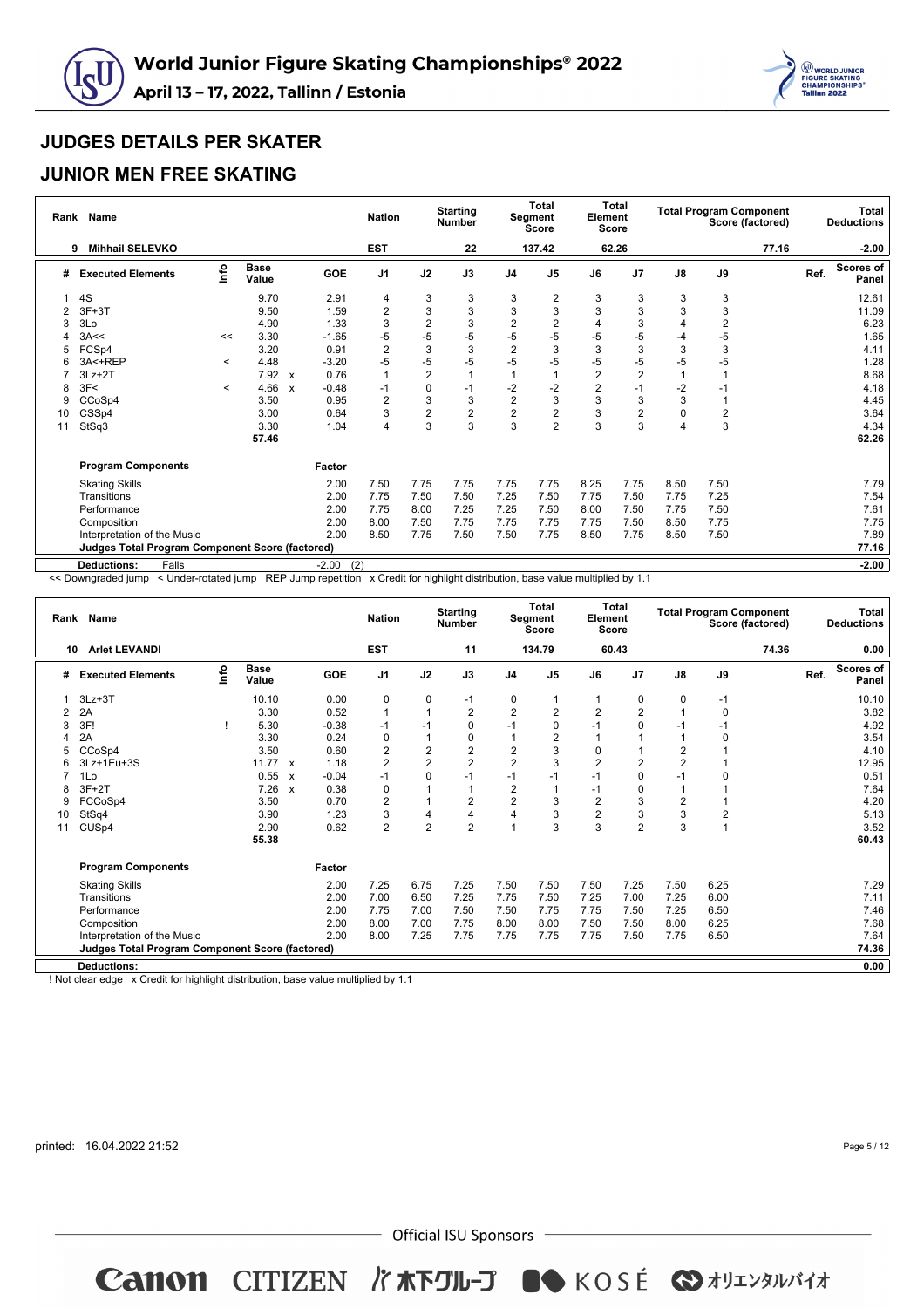## JUDGES DETAILS PER SKATER

## JUNIOR MEN FREE SKATING

| Rank | Name | Nation | Starting Number | Total Segment Score | Total Element Score | Total Program Component Score (factored) | Total Deductions |
|---|---|---|---|---|---|---|---|
| 9 | Mihhail SELEVKO | EST | 22 | 137.42 | 62.26 | 77.16 | -2.00 |

| # | Executed Elements | Info | Base Value | | GOE | J1 | J2 | J3 | J4 | J5 | J6 | J7 | J8 | J9 | Ref. | Scores of Panel |
|---|---|---|---|---|---|---|---|---|---|---|---|---|---|---|---|---|
| 1 | 4S | | 9.70 | | 2.91 | 4 | 3 | 3 | 3 | 2 | 3 | 3 | 3 | 3 | | 12.61 |
| 2 | 3F+3T | | 9.50 | | 1.59 | 2 | 3 | 3 | 3 | 3 | 3 | 3 | 3 | 3 | | 11.09 |
| 3 | 3Lo | | 4.90 | | 1.33 | 3 | 2 | 3 | 2 | 2 | 4 | 3 | 4 | 2 | | 6.23 |
| 4 | 3A<< | << | 3.30 | | -1.65 | -5 | -5 | -5 | -5 | -5 | -5 | -5 | -4 | -5 | | 1.65 |
| 5 | FCSp4 | | 3.20 | | 0.91 | 2 | 3 | 3 | 2 | 3 | 3 | 3 | 3 | 3 | | 4.11 |
| 6 | 3A<+REP | < | 4.48 | | -3.20 | -5 | -5 | -5 | -5 | -5 | -5 | -5 | -5 | -5 | | 1.28 |
| 7 | 3Lz+2T | | 7.92 | x | 0.76 | 1 | 2 | 1 | 1 | 1 | 2 | 2 | 1 | 1 | | 8.68 |
| 8 | 3F< | < | 4.66 | x | -0.48 | -1 | 0 | -1 | -2 | -2 | 2 | -1 | -2 | -1 | | 4.18 |
| 9 | CCoSp4 | | 3.50 | | 0.95 | 2 | 3 | 3 | 2 | 3 | 3 | 3 | 3 | 1 | | 4.45 |
| 10 | CSSp4 | | 3.00 | | 0.64 | 3 | 2 | 2 | 2 | 2 | 3 | 2 | 0 | 2 | | 3.64 |
| 11 | StSq3 | | 3.30 | | 1.04 | 4 | 3 | 3 | 3 | 2 | 3 | 3 | 4 | 3 | | 4.34 |
| | | | 57.46 | | | | | | | | | | | | | 62.26 |

| Program Components | | Factor | J1 | J2 | J3 | J4 | J5 | J6 | J7 | J8 | J9 | | Scores of Panel |
|---|---|---|---|---|---|---|---|---|---|---|---|---|---|
| Skating Skills | | 2.00 | 7.50 | 7.75 | 7.75 | 7.75 | 7.75 | 8.25 | 7.75 | 8.50 | 7.50 | | 7.79 |
| Transitions | | 2.00 | 7.75 | 7.50 | 7.50 | 7.25 | 7.50 | 7.75 | 7.50 | 7.75 | 7.25 | | 7.54 |
| Performance | | 2.00 | 7.75 | 8.00 | 7.25 | 7.25 | 7.50 | 8.00 | 7.50 | 7.75 | 7.50 | | 7.61 |
| Composition | | 2.00 | 8.00 | 7.50 | 7.75 | 7.75 | 7.75 | 7.75 | 7.50 | 8.50 | 7.75 | | 7.75 |
| Interpretation of the Music | | 2.00 | 8.50 | 7.75 | 7.50 | 7.50 | 7.75 | 8.50 | 7.75 | 8.50 | 7.50 | | 7.89 |
| **Judges Total Program Component Score (factored)** | | | | | | | | | | | | | **77.16** |
| **Deductions:** | Falls | -2.00 (2) | | | | | | | | | | | **-2.00** |

<< Downgraded jump < Under-rotated jump REP Jump repetition x Credit for highlight distribution, base value multiplied by 1.1

| Rank | Name | Nation | Starting Number | Total Segment Score | Total Element Score | Total Program Component Score (factored) | Total Deductions |
|---|---|---|---|---|---|---|---|
| 10 | Arlet LEVANDI | EST | 11 | 134.79 | 60.43 | 74.36 | 0.00 |

| # | Executed Elements | Info | Base Value | | GOE | J1 | J2 | J3 | J4 | J5 | J6 | J7 | J8 | J9 | Ref. | Scores of Panel |
|---|---|---|---|---|---|---|---|---|---|---|---|---|---|---|---|---|
| 1 | 3Lz+3T | | 10.10 | | 0.00 | 0 | 0 | -1 | 0 | 1 | 1 | 0 | 0 | -1 | | 10.10 |
| 2 | 2A | | 3.30 | | 0.52 | 1 | 1 | 2 | 2 | 2 | 2 | 2 | 1 | 0 | | 3.82 |
| 3 | 3F! | ! | 5.30 | | -0.38 | -1 | -1 | 0 | -1 | 0 | -1 | 0 | -1 | -1 | | 4.92 |
| 4 | 2A | | 3.30 | | 0.24 | 0 | 1 | 0 | 1 | 2 | 1 | 1 | 1 | 0 | | 3.54 |
| 5 | CCoSp4 | | 3.50 | | 0.60 | 2 | 2 | 2 | 2 | 3 | 0 | 1 | 2 | 1 | | 4.10 |
| 6 | 3Lz+1Eu+3S | | 11.77 | x | 1.18 | 2 | 2 | 2 | 2 | 3 | 2 | 2 | 2 | 1 | | 12.95 |
| 7 | 1Lo | | 0.55 | x | -0.04 | -1 | 0 | -1 | -1 | -1 | -1 | 0 | -1 | 0 | | 0.51 |
| 8 | 3F+2T | | 7.26 | x | 0.38 | 0 | 1 | 1 | 2 | 1 | -1 | 0 | 1 | 1 | | 7.64 |
| 9 | FCCoSp4 | | 3.50 | | 0.70 | 2 | 1 | 2 | 2 | 3 | 2 | 3 | 2 | 1 | | 4.20 |
| 10 | StSq4 | | 3.90 | | 1.23 | 3 | 4 | 4 | 4 | 3 | 2 | 3 | 3 | 2 | | 5.13 |
| 11 | CUSp4 | | 2.90 | | 0.62 | 2 | 2 | 2 | 1 | 3 | 3 | 2 | 3 | 1 | | 3.52 |
| | | | 55.38 | | | | | | | | | | | | | 60.43 |

| Program Components | | Factor | J1 | J2 | J3 | J4 | J5 | J6 | J7 | J8 | J9 | | Scores of Panel |
|---|---|---|---|---|---|---|---|---|---|---|---|---|---|
| Skating Skills | | 2.00 | 7.25 | 6.75 | 7.25 | 7.50 | 7.50 | 7.50 | 7.25 | 7.50 | 6.25 | | 7.29 |
| Transitions | | 2.00 | 7.00 | 6.50 | 7.25 | 7.75 | 7.50 | 7.25 | 7.00 | 7.25 | 6.00 | | 7.11 |
| Performance | | 2.00 | 7.75 | 7.00 | 7.50 | 7.50 | 7.75 | 7.75 | 7.50 | 7.25 | 6.50 | | 7.46 |
| Composition | | 2.00 | 8.00 | 7.00 | 7.75 | 8.00 | 8.00 | 7.50 | 7.50 | 8.00 | 6.25 | | 7.68 |
| Interpretation of the Music | | 2.00 | 8.00 | 7.25 | 7.75 | 7.75 | 7.75 | 7.75 | 7.50 | 7.75 | 6.50 | | 7.64 |
| **Judges Total Program Component Score (factored)** | | | | | | | | | | | | | **74.36** |
| **Deductions:** | | | | | | | | | | | | | **0.00** |

! Not clear edge x Credit for highlight distribution, base value multiplied by 1.1

printed: 16.04.2022 21:52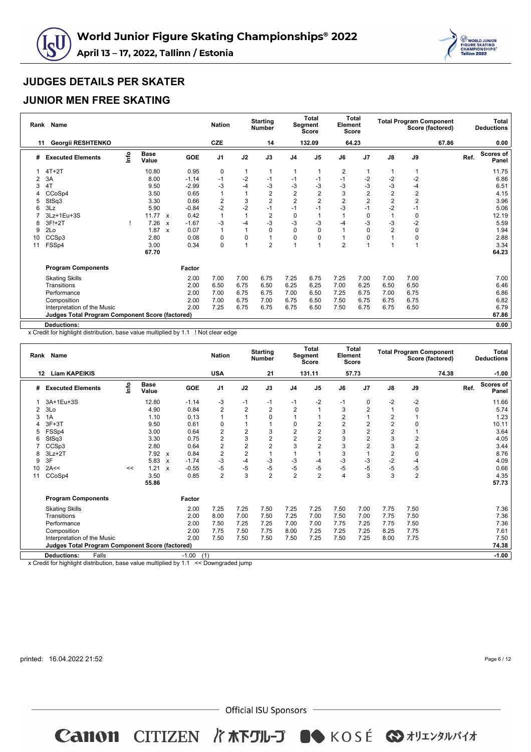# World Junior Figure Skating Championships® 2022

**April 13 – 17, 2022, Tallinn / Estonia**

## JUDGES DETAILS PER SKATER

## JUNIOR MEN FREE SKATING

| Rank | Name | Nation | Starting Number | Total Segment Score | Total Element Score | Total Program Component Score (factored) | Total Deductions |
|---|---|---|---|---|---|---|---|
| 11 | Georgii RESHTENKO | CZE | 14 | 132.09 | 64.23 | 67.86 | 0.00 |

| # | Executed Elements | Info | Base Value | | GOE | J1 | J2 | J3 | J4 | J5 | J6 | J7 | J8 | J9 | Ref. | Scores of Panel |
|---|---|---|---|---|---|---|---|---|---|---|---|---|---|---|---|---|
| 1 | 4T+2T | | 10.80 | | 0.95 | 0 | 1 | 1 | 1 | 1 | 2 | 1 | 1 | 1 | | 11.75 |
| 2 | 3A | | 8.00 | | -1.14 | -1 | -2 | -1 | -1 | -1 | -1 | -2 | -2 | -2 | | 6.86 |
| 3 | 4T | | 9.50 | | -2.99 | -3 | -4 | -3 | -3 | -3 | -3 | -3 | -3 | -4 | | 6.51 |
| 4 | CCoSp4 | | 3.50 | | 0.65 | 1 | 1 | 2 | 2 | 2 | 3 | 2 | 2 | 2 | | 4.15 |
| 5 | StSq3 | | 3.30 | | 0.66 | 2 | 3 | 2 | 2 | 2 | 2 | 2 | 2 | 2 | | 3.96 |
| 6 | 3Lz | | 5.90 | | -0.84 | -2 | -2 | -1 | -1 | -1 | -3 | -1 | -2 | -1 | | 5.06 |
| 7 | 3Lz+1Eu+3S | | 11.77 | x | 0.42 | 1 | 1 | 2 | 0 | 1 | 1 | 0 | 1 | 0 | | 12.19 |
| 8 | 3F!+2T | ! | 7.26 | x | -1.67 | -3 | -4 | -3 | -3 | -3 | -4 | -3 | -3 | -2 | | 5.59 |
| 9 | 2Lo | | 1.87 | x | 0.07 | 1 | 1 | 0 | 0 | 0 | 1 | 0 | 2 | 0 | | 1.94 |
| 10 | CCSp3 | | 2.80 | | 0.08 | 0 | 0 | 1 | 0 | 0 | 1 | 0 | 1 | 0 | | 2.88 |
| 11 | FSSp4 | | 3.00 | | 0.34 | 0 | 1 | 2 | 1 | 1 | 2 | 1 | 1 | 1 | | 3.34 |
| | | | 67.70 | | | | | | | | | | | | | 64.23 |

| Program Components | Factor | J1 | J2 | J3 | J4 | J5 | J6 | J7 | J8 | J9 | Scores of Panel |
|---|---|---|---|---|---|---|---|---|---|---|---|
| Skating Skills | 2.00 | 7.00 | 7.00 | 6.75 | 7.25 | 6.75 | 7.25 | 7.00 | 7.00 | 7.00 | 7.00 |
| Transitions | 2.00 | 6.50 | 6.75 | 6.50 | 6.25 | 6.25 | 7.00 | 6.25 | 6.50 | 6.50 | 6.46 |
| Performance | 2.00 | 7.00 | 6.75 | 6.75 | 7.00 | 6.50 | 7.25 | 6.75 | 7.00 | 6.75 | 6.86 |
| Composition | 2.00 | 7.00 | 6.75 | 7.00 | 6.75 | 6.50 | 7.50 | 6.75 | 6.75 | 6.75 | 6.82 |
| Interpretation of the Music | 2.00 | 7.25 | 6.75 | 6.75 | 6.75 | 6.50 | 7.50 | 6.75 | 6.75 | 6.50 | 6.79 |
| **Judges Total Program Component Score (factored)** | | | | | | | | | | | 67.86 |
| **Deductions:** | | | | | | | | | | | 0.00 |

x Credit for highlight distribution, base value multiplied by 1.1 ! Not clear edge

| Rank | Name | Nation | Starting Number | Total Segment Score | Total Element Score | Total Program Component Score (factored) | Total Deductions |
|---|---|---|---|---|---|---|---|
| 12 | Liam KAPEIKIS | USA | 21 | 131.11 | 57.73 | 74.38 | -1.00 |

| # | Executed Elements | Info | Base Value | | GOE | J1 | J2 | J3 | J4 | J5 | J6 | J7 | J8 | J9 | Ref. | Scores of Panel |
|---|---|---|---|---|---|---|---|---|---|---|---|---|---|---|---|---|
| 1 | 3A+1Eu+3S | | 12.80 | | -1.14 | -3 | -1 | -1 | -1 | -2 | -1 | 0 | -2 | -2 | | 11.66 |
| 2 | 3Lo | | 4.90 | | 0.84 | 2 | 2 | 2 | 2 | 1 | 3 | 2 | 1 | 0 | | 5.74 |
| 3 | 1A | | 1.10 | | 0.13 | 1 | 1 | 0 | 1 | 1 | 2 | 1 | 2 | 1 | | 1.23 |
| 4 | 3F+3T | | 9.50 | | 0.61 | 0 | 1 | 1 | 0 | 2 | 2 | 2 | 2 | 0 | | 10.11 |
| 5 | FSSp4 | | 3.00 | | 0.64 | 2 | 2 | 3 | 2 | 2 | 3 | 2 | 2 | 1 | | 3.64 |
| 6 | StSq3 | | 3.30 | | 0.75 | 2 | 3 | 2 | 2 | 2 | 3 | 2 | 3 | 2 | | 4.05 |
| 7 | CCSp3 | | 2.80 | | 0.64 | 2 | 2 | 2 | 3 | 2 | 3 | 2 | 3 | 2 | | 3.44 |
| 8 | 3Lz+2T | | 7.92 | x | 0.84 | 2 | 2 | 1 | 1 | 1 | 3 | 1 | 2 | 0 | | 8.76 |
| 9 | 3F | | 5.83 | x | -1.74 | -3 | -4 | -3 | -3 | -4 | -3 | -3 | -2 | -4 | | 4.09 |
| 10 | 2A<< | << | 1.21 | x | -0.55 | -5 | -5 | -5 | -5 | -5 | -5 | -5 | -5 | -5 | | 0.66 |
| 11 | CCoSp4 | | 3.50 | | 0.85 | 2 | 3 | 2 | 2 | 2 | 4 | 3 | 3 | 2 | | 4.35 |
| | | | 55.86 | | | | | | | | | | | | | 57.73 |

| Program Components | Factor | J1 | J2 | J3 | J4 | J5 | J6 | J7 | J8 | J9 | Scores of Panel |
|---|---|---|---|---|---|---|---|---|---|---|---|
| Skating Skills | 2.00 | 7.25 | 7.25 | 7.50 | 7.25 | 7.25 | 7.50 | 7.00 | 7.75 | 7.50 | 7.36 |
| Transitions | 2.00 | 8.00 | 7.00 | 7.50 | 7.25 | 7.00 | 7.50 | 7.00 | 7.75 | 7.50 | 7.36 |
| Performance | 2.00 | 7.50 | 7.25 | 7.25 | 7.00 | 7.00 | 7.75 | 7.25 | 7.75 | 7.50 | 7.36 |
| Composition | 2.00 | 7.75 | 7.50 | 7.75 | 8.00 | 7.25 | 7.25 | 7.25 | 8.25 | 7.75 | 7.61 |
| Interpretation of the Music | 2.00 | 7.50 | 7.50 | 7.50 | 7.50 | 7.25 | 7.50 | 7.25 | 8.00 | 7.75 | 7.50 |
| **Judges Total Program Component Score (factored)** | | | | | | | | | | | 74.38 |
| **Deductions:** Falls -1.00 (1) | | | | | | | | | | | -1.00 |

x Credit for highlight distribution, base value multiplied by 1.1 << Downgraded jump

printed: 16.04.2022 21:52

Official ISU Sponsors

Canon CITIZEN 木下グループ KOSÉ オリエンタルバイオ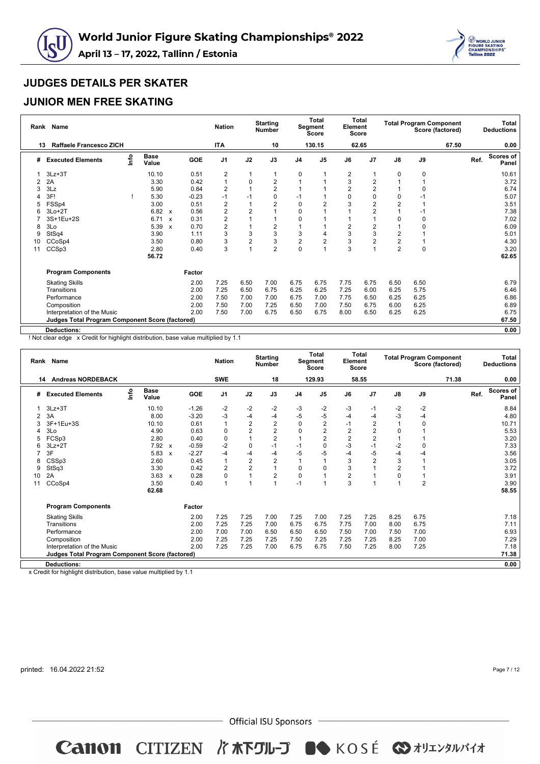## JUDGES DETAILS PER SKATER

## JUNIOR MEN FREE SKATING

| Rank | Name | Nation | Starting Number | Total Segment Score | Total Element Score | Total Program Component Score (factored) | Total Deductions |
|---|---|---|---|---|---|---|---|
| 13 | Raffaele Francesco ZICH | ITA | 10 | 130.15 | 62.65 | 67.50 | 0.00 |

| # | Executed Elements | Info | Base Value | | GOE | J1 | J2 | J3 | J4 | J5 | J6 | J7 | J8 | J9 | Ref. | Scores of Panel |
|---|---|---|---|---|---|---|---|---|---|---|---|---|---|---|---|---|
| 1 | 3Lz+3T | | 10.10 | | 0.51 | 2 | 1 | 1 | 0 | 1 | 2 | 1 | 0 | 0 | | 10.61 |
| 2 | 2A | | 3.30 | | 0.42 | 1 | 0 | 2 | 1 | 1 | 3 | 2 | 1 | 1 | | 3.72 |
| 3 | 3Lz | | 5.90 | | 0.84 | 2 | 1 | 2 | 1 | 1 | 2 | 2 | 1 | 0 | | 6.74 |
| 4 | 3F! | ! | 5.30 | | -0.23 | -1 | -1 | 0 | -1 | 1 | 0 | 0 | 0 | -1 | | 5.07 |
| 5 | FSSp4 | | 3.00 | | 0.51 | 2 | 1 | 2 | 0 | 2 | 3 | 2 | 2 | 1 | | 3.51 |
| 6 | 3Lo+2T | | 6.82 | x | 0.56 | 2 | 2 | 1 | 0 | 1 | 1 | 2 | 1 | -1 | | 7.38 |
| 7 | 3S+1Eu+2S | | 6.71 | x | 0.31 | 2 | 1 | 1 | 0 | 1 | 1 | 1 | 0 | 0 | | 7.02 |
| 8 | 3Lo | | 5.39 | x | 0.70 | 2 | 1 | 2 | 1 | 1 | 2 | 2 | 1 | 0 | | 6.09 |
| 9 | StSq4 | | 3.90 | | 1.11 | 3 | 3 | 3 | 3 | 4 | 3 | 3 | 2 | 1 | | 5.01 |
| 10 | CCoSp4 | | 3.50 | | 0.80 | 3 | 2 | 3 | 2 | 2 | 3 | 2 | 2 | 1 | | 4.30 |
| 11 | CCSp3 | | 2.80 | | 0.40 | 3 | 1 | 2 | 0 | 1 | 3 | 1 | 2 | 0 | | 3.20 |
| | | | 56.72 | | | | | | | | | | | | | 62.65 |

| Program Components | Factor | J1 | J2 | J3 | J4 | J5 | J6 | J7 | J8 | J9 | Scores of Panel |
|---|---|---|---|---|---|---|---|---|---|---|---|
| Skating Skills | 2.00 | 7.25 | 6.50 | 7.00 | 6.75 | 6.75 | 7.75 | 6.75 | 6.50 | 6.50 | 6.79 |
| Transitions | 2.00 | 7.25 | 6.50 | 6.75 | 6.25 | 6.25 | 7.25 | 6.00 | 6.25 | 5.75 | 6.46 |
| Performance | 2.00 | 7.50 | 7.00 | 7.00 | 6.75 | 7.00 | 7.75 | 6.50 | 6.25 | 6.25 | 6.86 |
| Composition | 2.00 | 7.50 | 7.00 | 7.25 | 6.50 | 7.00 | 7.50 | 6.75 | 6.00 | 6.25 | 6.89 |
| Interpretation of the Music | 2.00 | 7.50 | 7.00 | 6.75 | 6.50 | 6.75 | 8.00 | 6.50 | 6.25 | 6.25 | 6.75 |
| **Judges Total Program Component Score (factored)** | | | | | | | | | | | **67.50** |
| **Deductions:** | | | | | | | | | | | **0.00** |

! Not clear edge x Credit for highlight distribution, base value multiplied by 1.1

| Rank | Name | Nation | Starting Number | Total Segment Score | Total Element Score | Total Program Component Score (factored) | Total Deductions |
|---|---|---|---|---|---|---|---|
| 14 | Andreas NORDEBACK | SWE | 18 | 129.93 | 58.55 | 71.38 | 0.00 |

| # | Executed Elements | Info | Base Value | | GOE | J1 | J2 | J3 | J4 | J5 | J6 | J7 | J8 | J9 | Ref. | Scores of Panel |
|---|---|---|---|---|---|---|---|---|---|---|---|---|---|---|---|---|
| 1 | 3Lz+3T | | 10.10 | | -1.26 | -2 | -2 | -2 | -3 | -2 | -3 | -1 | -2 | -2 | | 8.84 |
| 2 | 3A | | 8.00 | | -3.20 | -3 | -4 | -4 | -5 | -5 | -4 | -4 | -3 | -4 | | 4.80 |
| 3 | 3F+1Eu+3S | | 10.10 | | 0.61 | 1 | 2 | 2 | 0 | 2 | -1 | 2 | 1 | 0 | | 10.71 |
| 4 | 3Lo | | 4.90 | | 0.63 | 0 | 2 | 2 | 0 | 2 | 2 | 2 | 0 | 1 | | 5.53 |
| 5 | FCSp3 | | 2.80 | | 0.40 | 0 | 1 | 2 | 1 | 2 | 2 | 2 | 1 | 1 | | 3.20 |
| 6 | 3Lz+2T | | 7.92 | x | -0.59 | -2 | 0 | -1 | -1 | 0 | -3 | -1 | -2 | 0 | | 7.33 |
| 7 | 3F | | 5.83 | x | -2.27 | -4 | -4 | -4 | -5 | -5 | -4 | -5 | -4 | -4 | | 3.56 |
| 8 | CSSp3 | | 2.60 | | 0.45 | 1 | 2 | 2 | 1 | 1 | 3 | 2 | 3 | 1 | | 3.05 |
| 9 | StSq3 | | 3.30 | | 0.42 | 2 | 2 | 1 | 0 | 0 | 3 | 1 | 2 | 1 | | 3.72 |
| 10 | 2A | | 3.63 | x | 0.28 | 0 | 1 | 2 | 0 | 1 | 2 | 1 | 0 | 1 | | 3.91 |
| 11 | CCoSp4 | | 3.50 | | 0.40 | 1 | 1 | 1 | -1 | 1 | 3 | 1 | 1 | 2 | | 3.90 |
| | | | 62.68 | | | | | | | | | | | | | 58.55 |

| Program Components | Factor | J1 | J2 | J3 | J4 | J5 | J6 | J7 | J8 | J9 | Scores of Panel |
|---|---|---|---|---|---|---|---|---|---|---|---|
| Skating Skills | 2.00 | 7.25 | 7.25 | 7.00 | 7.25 | 7.00 | 7.25 | 7.25 | 8.25 | 6.75 | 7.18 |
| Transitions | 2.00 | 7.25 | 7.25 | 7.00 | 6.75 | 6.75 | 7.75 | 7.00 | 8.00 | 6.75 | 7.11 |
| Performance | 2.00 | 7.00 | 7.00 | 6.50 | 6.50 | 6.50 | 7.50 | 7.00 | 7.50 | 7.00 | 6.93 |
| Composition | 2.00 | 7.25 | 7.25 | 7.25 | 7.50 | 7.25 | 7.25 | 7.25 | 8.25 | 7.00 | 7.29 |
| Interpretation of the Music | 2.00 | 7.25 | 7.25 | 7.00 | 6.75 | 6.75 | 7.50 | 7.25 | 8.00 | 7.25 | 7.18 |
| **Judges Total Program Component Score (factored)** | | | | | | | | | | | **71.38** |
| **Deductions:** | | | | | | | | | | | **0.00** |

x Credit for highlight distribution, base value multiplied by 1.1

printed: 16.04.2022 21:52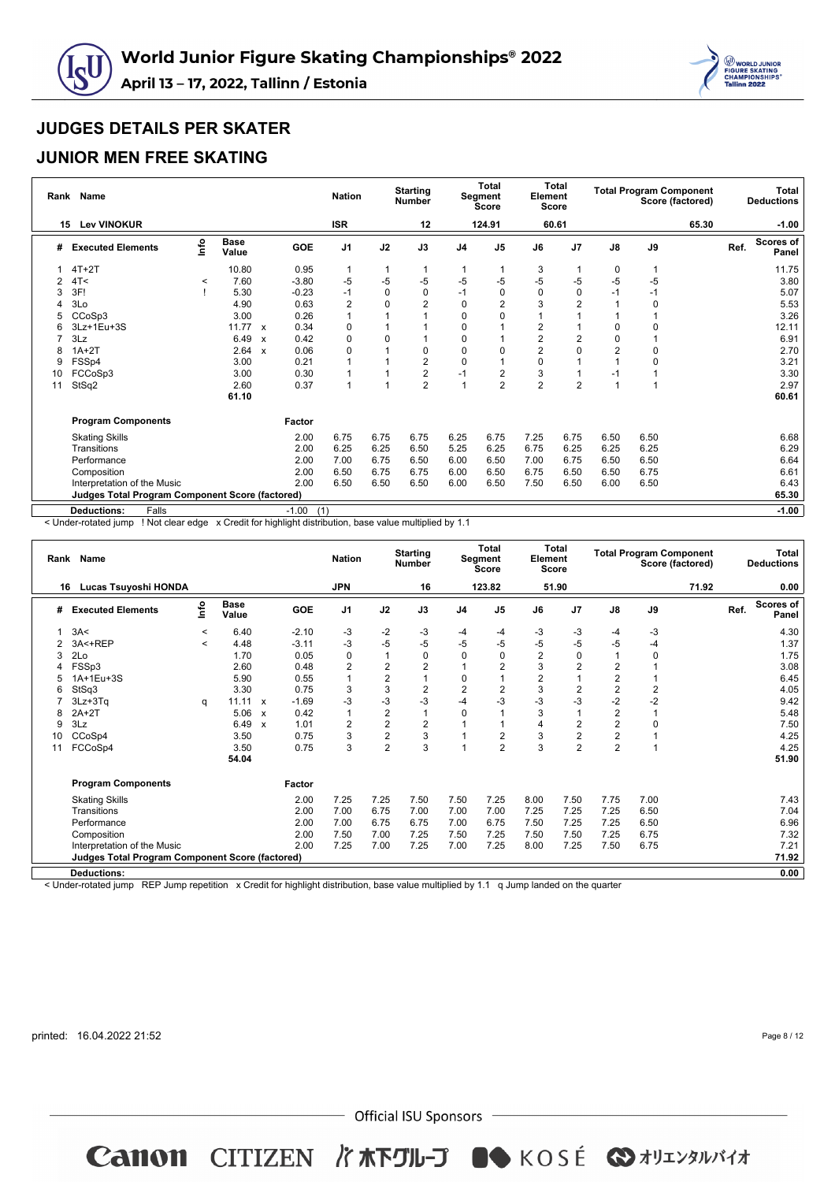## JUDGES DETAILS PER SKATER

## JUNIOR MEN FREE SKATING

| Rank | Name | Nation | Starting Number | Total Segment Score | Total Element Score | Total Program Component Score (factored) | Total Deductions |
|---|---|---|---|---|---|---|---|
| 15 | Lev VINOKUR | ISR | 12 | 124.91 | 60.61 | 65.30 | -1.00 |

| # | Executed Elements | Info | Base Value | | GOE | J1 | J2 | J3 | J4 | J5 | J6 | J7 | J8 | J9 | Ref. | Scores of Panel |
|---|---|---|---|---|---|---|---|---|---|---|---|---|---|---|---|---|
| 1 | 4T+2T | | 10.80 | | 0.95 | 1 | 1 | 1 | 1 | 1 | 3 | 1 | 0 | 1 | | 11.75 |
| 2 | 4T< | < | 7.60 | | -3.80 | -5 | -5 | -5 | -5 | -5 | -5 | -5 | -5 | -5 | | 3.80 |
| 3 | 3F! | ! | 5.30 | | -0.23 | -1 | 0 | 0 | -1 | 0 | 0 | 0 | -1 | -1 | | 5.07 |
| 4 | 3Lo | | 4.90 | | 0.63 | 2 | 0 | 2 | 0 | 2 | 3 | 2 | 1 | 0 | | 5.53 |
| 5 | CCoSp3 | | 3.00 | | 0.26 | 1 | 1 | 1 | 0 | 0 | 1 | 1 | 1 | 1 | | 3.26 |
| 6 | 3Lz+1Eu+3S | | 11.77 | x | 0.34 | 0 | 1 | 1 | 0 | 1 | 2 | 1 | 0 | 0 | | 12.11 |
| 7 | 3Lz | | 6.49 | x | 0.42 | 0 | 0 | 1 | 0 | 1 | 2 | 2 | 0 | 1 | | 6.91 |
| 8 | 1A+2T | | 2.64 | x | 0.06 | 0 | 1 | 0 | 0 | 0 | 2 | 0 | 2 | 0 | | 2.70 |
| 9 | FSSp4 | | 3.00 | | 0.21 | 1 | 1 | 2 | 0 | 1 | 0 | 1 | 1 | 0 | | 3.21 |
| 10 | FCCoSp3 | | 3.00 | | 0.30 | 1 | 1 | 2 | -1 | 2 | 3 | 1 | -1 | 1 | | 3.30 |
| 11 | StSq2 | | 2.60 | | 0.37 | 1 | 1 | 2 | 1 | 2 | 2 | 2 | 1 | 1 | | 2.97 |
| | | | 61.10 | | | | | | | | | | | | | 60.61 |

| Program Components | Factor | J1 | J2 | J3 | J4 | J5 | J6 | J7 | J8 | J9 | Scores of Panel |
|---|---|---|---|---|---|---|---|---|---|---|---|
| Skating Skills | 2.00 | 6.75 | 6.75 | 6.75 | 6.25 | 6.75 | 7.25 | 6.75 | 6.50 | 6.50 | 6.68 |
| Transitions | 2.00 | 6.25 | 6.25 | 6.50 | 5.25 | 6.25 | 6.75 | 6.25 | 6.25 | 6.25 | 6.29 |
| Performance | 2.00 | 7.00 | 6.75 | 6.50 | 6.00 | 6.50 | 7.00 | 6.75 | 6.50 | 6.50 | 6.64 |
| Composition | 2.00 | 6.50 | 6.75 | 6.75 | 6.00 | 6.50 | 6.75 | 6.50 | 6.50 | 6.75 | 6.61 |
| Interpretation of the Music | 2.00 | 6.50 | 6.50 | 6.50 | 6.00 | 6.50 | 7.50 | 6.50 | 6.00 | 6.50 | 6.43 |
| **Judges Total Program Component Score (factored)** | | | | | | | | | | | **65.30** |
| **Deductions:** Falls | -1.00 (1) | | | | | | | | | | **-1.00** |

< Under-rotated jump ! Not clear edge x Credit for highlight distribution, base value multiplied by 1.1

| Rank | Name | Nation | Starting Number | Total Segment Score | Total Element Score | Total Program Component Score (factored) | Total Deductions |
|---|---|---|---|---|---|---|---|
| 16 | Lucas Tsuyoshi HONDA | JPN | 16 | 123.82 | 51.90 | 71.92 | 0.00 |

| # | Executed Elements | Info | Base Value | | GOE | J1 | J2 | J3 | J4 | J5 | J6 | J7 | J8 | J9 | Ref. | Scores of Panel |
|---|---|---|---|---|---|---|---|---|---|---|---|---|---|---|---|---|
| 1 | 3A< | < | 6.40 | | -2.10 | -3 | -2 | -3 | -4 | -4 | -3 | -3 | -4 | -3 | | 4.30 |
| 2 | 3A<+REP | < | 4.48 | | -3.11 | -3 | -5 | -5 | -5 | -5 | -5 | -5 | -5 | -4 | | 1.37 |
| 3 | 2Lo | | 1.70 | | 0.05 | 0 | 1 | 0 | 0 | 0 | 2 | 0 | 1 | 0 | | 1.75 |
| 4 | FSSp3 | | 2.60 | | 0.48 | 2 | 2 | 2 | 1 | 2 | 3 | 2 | 2 | 1 | | 3.08 |
| 5 | 1A+1Eu+3S | | 5.90 | | 0.55 | 1 | 2 | 1 | 0 | 1 | 2 | 1 | 2 | 1 | | 6.45 |
| 6 | StSq3 | | 3.30 | | 0.75 | 3 | 3 | 2 | 2 | 2 | 3 | 2 | 2 | 2 | | 4.05 |
| 7 | 3Lz+3Tq | q | 11.11 | x | -1.69 | -3 | -3 | -3 | -4 | -3 | -3 | -3 | -2 | -2 | | 9.42 |
| 8 | 2A+2T | | 5.06 | x | 0.42 | 1 | 2 | 1 | 0 | 1 | 3 | 1 | 2 | 1 | | 5.48 |
| 9 | 3Lz | | 6.49 | x | 1.01 | 2 | 2 | 2 | 1 | 1 | 4 | 2 | 2 | 0 | | 7.50 |
| 10 | CCoSp4 | | 3.50 | | 0.75 | 3 | 2 | 3 | 1 | 2 | 3 | 2 | 2 | 1 | | 4.25 |
| 11 | FCCoSp4 | | 3.50 | | 0.75 | 3 | 2 | 3 | 1 | 2 | 3 | 2 | 2 | 1 | | 4.25 |
| | | | 54.04 | | | | | | | | | | | | | 51.90 |

| Program Components | Factor | J1 | J2 | J3 | J4 | J5 | J6 | J7 | J8 | J9 | Scores of Panel |
|---|---|---|---|---|---|---|---|---|---|---|---|
| Skating Skills | 2.00 | 7.25 | 7.25 | 7.50 | 7.50 | 7.25 | 8.00 | 7.50 | 7.75 | 7.00 | 7.43 |
| Transitions | 2.00 | 7.00 | 6.75 | 7.00 | 7.00 | 7.00 | 7.25 | 7.25 | 7.25 | 6.50 | 7.04 |
| Performance | 2.00 | 7.00 | 6.75 | 6.75 | 7.00 | 6.75 | 7.50 | 7.25 | 7.25 | 6.50 | 6.96 |
| Composition | 2.00 | 7.50 | 7.00 | 7.25 | 7.50 | 7.25 | 7.50 | 7.50 | 7.25 | 6.75 | 7.32 |
| Interpretation of the Music | 2.00 | 7.25 | 7.00 | 7.25 | 7.00 | 7.25 | 8.00 | 7.25 | 7.50 | 6.75 | 7.21 |
| **Judges Total Program Component Score (factored)** | | | | | | | | | | | **71.92** |
| **Deductions:** | | | | | | | | | | | **0.00** |

< Under-rotated jump REP Jump repetition x Credit for highlight distribution, base value multiplied by 1.1 q Jump landed on the quarter

printed: 16.04.2022 21:52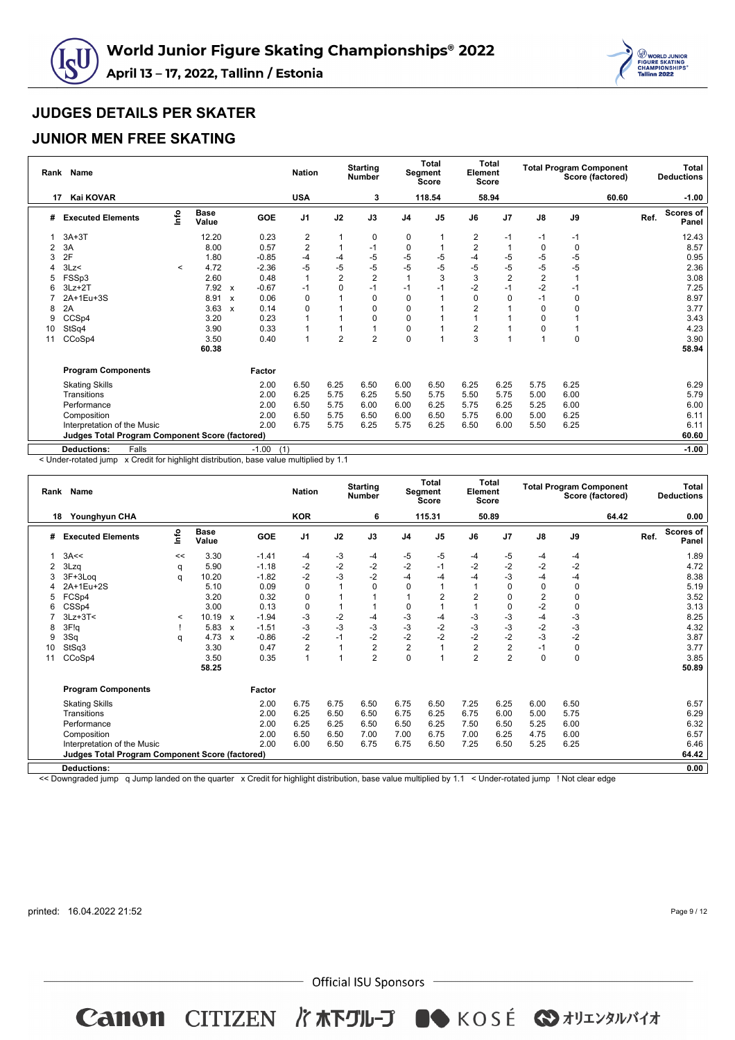# World Junior Figure Skating Championships® 2022

**April 13 – 17, 2022, Tallinn / Estonia**

## JUDGES DETAILS PER SKATER

## JUNIOR MEN FREE SKATING

| Rank | Name | Nation | Starting Number | Total Segment Score | Total Element Score | Total Program Component Score (factored) | Total Deductions |
|---|---|---|---|---|---|---|---|
| 17 | Kai KOVAR | USA | 3 | 118.54 | 58.94 | 60.60 | -1.00 |

| # | Executed Elements | Info | Base Value | | GOE | J1 | J2 | J3 | J4 | J5 | J6 | J7 | J8 | J9 | Ref. | Scores of Panel |
|---|---|---|---|---|---|---|---|---|---|---|---|---|---|---|---|---|
| 1 | 3A+3T | | 12.20 | | 0.23 | 2 | 1 | 0 | 0 | 1 | 2 | -1 | -1 | -1 | | 12.43 |
| 2 | 3A | | 8.00 | | 0.57 | 2 | 1 | -1 | 0 | 1 | 2 | 1 | 0 | 0 | | 8.57 |
| 3 | 2F | | 1.80 | | -0.85 | -4 | -4 | -5 | -5 | -5 | -4 | -5 | -5 | -5 | | 0.95 |
| 4 | 3Lz< | < | 4.72 | | -2.36 | -5 | -5 | -5 | -5 | -5 | -5 | -5 | -5 | -5 | | 2.36 |
| 5 | FSSp3 | | 2.60 | | 0.48 | 1 | 2 | 2 | 1 | 3 | 3 | 2 | 2 | 1 | | 3.08 |
| 6 | 3Lz+2T | | 7.92 | x | -0.67 | -1 | 0 | -1 | -1 | -1 | -2 | -1 | -2 | -1 | | 7.25 |
| 7 | 2A+1Eu+3S | | 8.91 | x | 0.06 | 0 | 1 | 0 | 0 | 1 | 0 | 0 | -1 | 0 | | 8.97 |
| 8 | 2A | | 3.63 | x | 0.14 | 0 | 1 | 0 | 0 | 1 | 2 | 1 | 0 | 0 | | 3.77 |
| 9 | CCSp4 | | 3.20 | | 0.23 | 1 | 1 | 0 | 0 | 1 | 1 | 1 | 0 | 1 | | 3.43 |
| 10 | StSq4 | | 3.90 | | 0.33 | 1 | 1 | 1 | 0 | 1 | 2 | 1 | 0 | 1 | | 4.23 |
| 11 | CCoSp4 | | 3.50 | | 0.40 | 1 | 2 | 2 | 0 | 1 | 3 | 1 | 1 | 0 | | 3.90 |
| | | | 60.38 | | | | | | | | | | | | | 58.94 |

| Program Components | Factor | J1 | J2 | J3 | J4 | J5 | J6 | J7 | J8 | J9 | Ref. | Scores of Panel |
|---|---|---|---|---|---|---|---|---|---|---|---|---|
| Skating Skills | 2.00 | 6.50 | 6.25 | 6.50 | 6.00 | 6.50 | 6.25 | 6.25 | 5.75 | 6.25 | | 6.29 |
| Transitions | 2.00 | 6.25 | 5.75 | 6.25 | 5.50 | 5.75 | 5.50 | 5.75 | 5.00 | 6.00 | | 5.79 |
| Performance | 2.00 | 6.50 | 5.75 | 6.00 | 6.00 | 6.25 | 5.75 | 6.25 | 5.25 | 6.00 | | 6.00 |
| Composition | 2.00 | 6.50 | 5.75 | 6.50 | 6.00 | 6.50 | 5.75 | 6.00 | 5.00 | 6.25 | | 6.11 |
| Interpretation of the Music | 2.00 | 6.75 | 5.75 | 6.25 | 5.75 | 6.25 | 6.50 | 6.00 | 5.50 | 6.25 | | 6.11 |
| **Judges Total Program Component Score (factored)** | | | | | | | | | | | | **60.60** |
| **Deductions:** Falls | -1.00 (1) | | | | | | | | | | | **-1.00** |

< Under-rotated jump x Credit for highlight distribution, base value multiplied by 1.1

| Rank | Name | Nation | Starting Number | Total Segment Score | Total Element Score | Total Program Component Score (factored) | Total Deductions |
|---|---|---|---|---|---|---|---|
| 18 | Younghyun CHA | KOR | 6 | 115.31 | 50.89 | 64.42 | 0.00 |

| # | Executed Elements | Info | Base Value | | GOE | J1 | J2 | J3 | J4 | J5 | J6 | J7 | J8 | J9 | Ref. | Scores of Panel |
|---|---|---|---|---|---|---|---|---|---|---|---|---|---|---|---|---|
| 1 | 3A<< | << | 3.30 | | -1.41 | -4 | -3 | -4 | -5 | -5 | -4 | -5 | -4 | -4 | | 1.89 |
| 2 | 3Lzq | q | 5.90 | | -1.18 | -2 | -2 | -2 | -2 | -1 | -2 | -2 | -2 | -2 | | 4.72 |
| 3 | 3F+3Loq | q | 10.20 | | -1.82 | -2 | -3 | -2 | -4 | -4 | -4 | -3 | -4 | -4 | | 8.38 |
| 4 | 2A+1Eu+2S | | 5.10 | | 0.09 | 0 | 1 | 0 | 0 | 1 | 1 | 0 | 0 | 0 | | 5.19 |
| 5 | FCSp4 | | 3.20 | | 0.32 | 0 | 1 | 1 | 1 | 2 | 2 | 0 | 2 | 0 | | 3.52 |
| 6 | CSSp4 | | 3.00 | | 0.13 | 0 | 1 | 1 | 0 | 1 | 1 | 0 | -2 | 0 | | 3.13 |
| 7 | 3Lz+3T< | < | 10.19 | x | -1.94 | -3 | -2 | -4 | -3 | -4 | -3 | -3 | -4 | -3 | | 8.25 |
| 8 | 3F!q | ! | 5.83 | x | -1.51 | -3 | -3 | -3 | -3 | -2 | -3 | -3 | -2 | -3 | | 4.32 |
| 9 | 3Sq | q | 4.73 | x | -0.86 | -2 | -1 | -2 | -2 | -2 | -2 | -2 | -3 | -2 | | 3.87 |
| 10 | StSq3 | | 3.30 | | 0.47 | 2 | 1 | 2 | 2 | 1 | 2 | 2 | -1 | 0 | | 3.77 |
| 11 | CCoSp4 | | 3.50 | | 0.35 | 1 | 1 | 2 | 0 | 1 | 2 | 2 | 0 | 0 | | 3.85 |
| | | | 58.25 | | | | | | | | | | | | | 50.89 |

| Program Components | Factor | J1 | J2 | J3 | J4 | J5 | J6 | J7 | J8 | J9 | Ref. | Scores of Panel |
|---|---|---|---|---|---|---|---|---|---|---|---|---|
| Skating Skills | 2.00 | 6.75 | 6.75 | 6.50 | 6.75 | 6.50 | 7.25 | 6.25 | 6.00 | 6.50 | | 6.57 |
| Transitions | 2.00 | 6.25 | 6.50 | 6.50 | 6.75 | 6.25 | 6.75 | 6.00 | 5.00 | 5.75 | | 6.29 |
| Performance | 2.00 | 6.25 | 6.25 | 6.50 | 6.50 | 6.25 | 7.50 | 6.50 | 5.25 | 6.00 | | 6.32 |
| Composition | 2.00 | 6.50 | 6.50 | 7.00 | 7.00 | 6.75 | 7.00 | 6.25 | 4.75 | 6.00 | | 6.57 |
| Interpretation of the Music | 2.00 | 6.00 | 6.50 | 6.75 | 6.75 | 6.50 | 7.25 | 6.50 | 5.25 | 6.25 | | 6.46 |
| **Judges Total Program Component Score (factored)** | | | | | | | | | | | | **64.42** |
| **Deductions:** | | | | | | | | | | | | **0.00** |

<< Downgraded jump q Jump landed on the quarter x Credit for highlight distribution, base value multiplied by 1.1 < Under-rotated jump ! Not clear edge

printed: 16.04.2022 21:52

Official ISU Sponsors

Canon CITIZEN 木下グループ KOSÉ オリエンタルバイオ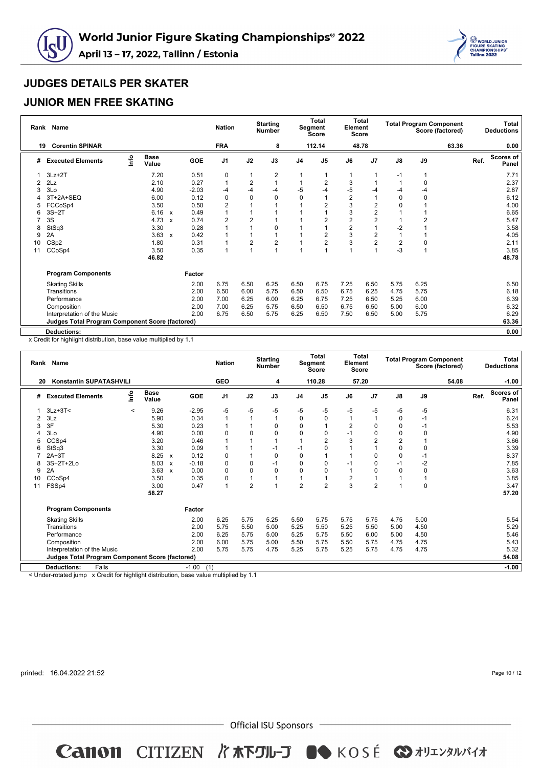# World Junior Figure Skating Championships® 2022

**April 13 – 17, 2022, Tallinn / Estonia**

## JUDGES DETAILS PER SKATER

## JUNIOR MEN FREE SKATING

| Rank | Name | Nation | Starting Number | Total Segment Score | Total Element Score | Total Program Component Score (factored) | Total Deductions |
|---|---|---|---|---|---|---|---|
| 19 | Corentin SPINAR | FRA | 8 | 112.14 | 48.78 | 63.36 | 0.00 |

| # | Executed Elements | Info | Base Value | | GOE | J1 | J2 | J3 | J4 | J5 | J6 | J7 | J8 | J9 | Ref. | Scores of Panel |
|---|---|---|---|---|---|---|---|---|---|---|---|---|---|---|---|---|
| 1 | 3Lz+2T | | 7.20 | | 0.51 | 0 | 1 | 2 | 1 | 1 | 1 | 1 | -1 | 1 | | 7.71 |
| 2 | 2Lz | | 2.10 | | 0.27 | 1 | 2 | 1 | 1 | 2 | 3 | 1 | 1 | 0 | | 2.37 |
| 3 | 3Lo | | 4.90 | | -2.03 | -4 | -4 | -4 | -5 | -4 | -5 | -4 | -4 | -4 | | 2.87 |
| 4 | 3T+2A+SEQ | | 6.00 | | 0.12 | 0 | 0 | 0 | 0 | 1 | 2 | 1 | 0 | 0 | | 6.12 |
| 5 | FCCoSp4 | | 3.50 | | 0.50 | 2 | 1 | 1 | 1 | 2 | 3 | 2 | 0 | 1 | | 4.00 |
| 6 | 3S+2T | | 6.16 | x | 0.49 | 1 | 1 | 1 | 1 | 1 | 3 | 2 | 1 | 1 | | 6.65 |
| 7 | 3S | | 4.73 | x | 0.74 | 2 | 2 | 1 | 1 | 2 | 2 | 2 | 1 | 2 | | 5.47 |
| 8 | StSq3 | | 3.30 | | 0.28 | 1 | 1 | 0 | 1 | 1 | 2 | 1 | -2 | 1 | | 3.58 |
| 9 | 2A | | 3.63 | x | 0.42 | 1 | 1 | 1 | 1 | 2 | 3 | 2 | 1 | 1 | | 4.05 |
| 10 | CSp2 | | 1.80 | | 0.31 | 1 | 2 | 2 | 1 | 2 | 3 | 2 | 2 | 0 | | 2.11 |
| 11 | CCoSp4 | | 3.50 | | 0.35 | 1 | 1 | 1 | 1 | 1 | 1 | 1 | -3 | 1 | | 3.85 |
| | | | 46.82 | | | | | | | | | | | | | 48.78 |

| Program Components | Factor | J1 | J2 | J3 | J4 | J5 | J6 | J7 | J8 | J9 | Scores of Panel |
|---|---|---|---|---|---|---|---|---|---|---|---|
| Skating Skills | 2.00 | 6.75 | 6.50 | 6.25 | 6.50 | 6.75 | 7.25 | 6.50 | 5.75 | 6.25 | 6.50 |
| Transitions | 2.00 | 6.50 | 6.00 | 5.75 | 6.50 | 6.50 | 6.75 | 6.25 | 4.75 | 5.75 | 6.18 |
| Performance | 2.00 | 7.00 | 6.25 | 6.00 | 6.25 | 6.75 | 7.25 | 6.50 | 5.25 | 6.00 | 6.39 |
| Composition | 2.00 | 7.00 | 6.25 | 5.75 | 6.50 | 6.50 | 6.75 | 6.50 | 5.00 | 6.00 | 6.32 |
| Interpretation of the Music | 2.00 | 6.75 | 6.50 | 5.75 | 6.25 | 6.50 | 7.50 | 6.50 | 5.00 | 5.75 | 6.29 |
| **Judges Total Program Component Score (factored)** | | | | | | | | | | | **63.36** |
| **Deductions:** | | | | | | | | | | | **0.00** |

x Credit for highlight distribution, base value multiplied by 1.1

| Rank | Name | Nation | Starting Number | Total Segment Score | Total Element Score | Total Program Component Score (factored) | Total Deductions |
|---|---|---|---|---|---|---|---|
| 20 | Konstantin SUPATASHVILI | GEO | 4 | 110.28 | 57.20 | 54.08 | -1.00 |

| # | Executed Elements | Info | Base Value | | GOE | J1 | J2 | J3 | J4 | J5 | J6 | J7 | J8 | J9 | Ref. | Scores of Panel |
|---|---|---|---|---|---|---|---|---|---|---|---|---|---|---|---|---|
| 1 | 3Lz+3T< | < | 9.26 | | -2.95 | -5 | -5 | -5 | -5 | -5 | -5 | -5 | -5 | -5 | | 6.31 |
| 2 | 3Lz | | 5.90 | | 0.34 | 1 | 1 | 1 | 0 | 0 | 1 | 1 | 0 | -1 | | 6.24 |
| 3 | 3F | | 5.30 | | 0.23 | 1 | 1 | 0 | 0 | 1 | 2 | 0 | 0 | -1 | | 5.53 |
| 4 | 3Lo | | 4.90 | | 0.00 | 0 | 0 | 0 | 0 | 0 | -1 | 0 | 0 | 0 | | 4.90 |
| 5 | CCSp4 | | 3.20 | | 0.46 | 1 | 1 | 1 | 1 | 2 | 3 | 2 | 2 | 1 | | 3.66 |
| 6 | StSq3 | | 3.30 | | 0.09 | 1 | 1 | -1 | -1 | 0 | 1 | 1 | 0 | 0 | | 3.39 |
| 7 | 2A+3T | | 8.25 | x | 0.12 | 0 | 1 | 0 | 0 | 1 | 1 | 0 | 0 | -1 | | 8.37 |
| 8 | 3S+2T+2Lo | | 8.03 | x | -0.18 | 0 | 0 | -1 | 0 | 0 | -1 | 0 | -1 | -2 | | 7.85 |
| 9 | 2A | | 3.63 | x | 0.00 | 0 | 0 | 0 | 0 | 0 | 1 | 0 | 0 | 0 | | 3.63 |
| 10 | CCoSp4 | | 3.50 | | 0.35 | 0 | 1 | 1 | 1 | 1 | 2 | 1 | 1 | 1 | | 3.85 |
| 11 | FSSp4 | | 3.00 | | 0.47 | 1 | 2 | 1 | 2 | 2 | 3 | 2 | 1 | 0 | | 3.47 |
| | | | 58.27 | | | | | | | | | | | | | 57.20 |

| Program Components | Factor | J1 | J2 | J3 | J4 | J5 | J6 | J7 | J8 | J9 | Scores of Panel |
|---|---|---|---|---|---|---|---|---|---|---|---|
| Skating Skills | 2.00 | 6.25 | 5.75 | 5.25 | 5.50 | 5.75 | 5.75 | 5.75 | 4.75 | 5.00 | 5.54 |
| Transitions | 2.00 | 5.75 | 5.50 | 5.00 | 5.25 | 5.50 | 5.25 | 5.50 | 5.00 | 4.50 | 5.29 |
| Performance | 2.00 | 6.25 | 5.75 | 5.00 | 5.25 | 5.75 | 5.50 | 6.00 | 5.00 | 4.50 | 5.46 |
| Composition | 2.00 | 6.00 | 5.75 | 5.00 | 5.50 | 5.75 | 5.50 | 5.75 | 4.75 | 4.75 | 5.43 |
| Interpretation of the Music | 2.00 | 5.75 | 5.75 | 4.75 | 5.25 | 5.75 | 5.25 | 5.75 | 4.75 | 4.75 | 5.32 |
| **Judges Total Program Component Score (factored)** | | | | | | | | | | | **54.08** |
| **Deductions:** Falls | -1.00 (1) | | | | | | | | | | **-1.00** |

< Under-rotated jump x Credit for highlight distribution, base value multiplied by 1.1

printed: 16.04.2022 21:52

Official ISU Sponsors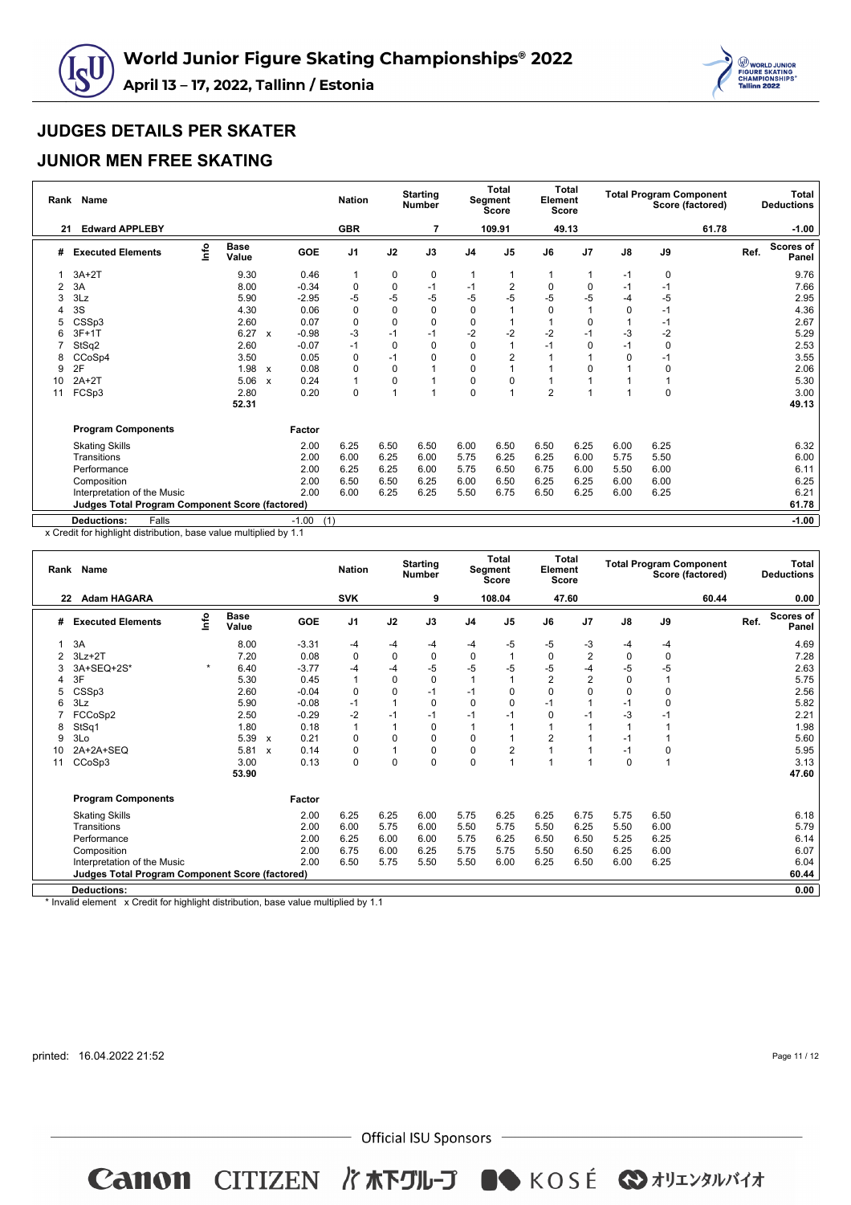# World Junior Figure Skating Championships® 2022

**April 13 – 17, 2022, Tallinn / Estonia**

## JUDGES DETAILS PER SKATER

## JUNIOR MEN FREE SKATING

| Rank | Name | Nation | Starting Number | Total Segment Score | Total Element Score | Total Program Component Score (factored) | Total Deductions |
|---|---|---|---|---|---|---|---|
| 21 | Edward APPLEBY | GBR | 7 | 109.91 | 49.13 | 61.78 | -1.00 |

| # | Executed Elements | Info | Base Value | | GOE | J1 | J2 | J3 | J4 | J5 | J6 | J7 | J8 | J9 | Ref. | Scores of Panel |
|---|---|---|---|---|---|---|---|---|---|---|---|---|---|---|---|---|
| 1 | 3A+2T | | 9.30 | | 0.46 | 1 | 0 | 0 | 1 | 1 | 1 | 1 | -1 | 0 | | 9.76 |
| 2 | 3A | | 8.00 | | -0.34 | 0 | 0 | -1 | -1 | 2 | 0 | 0 | -1 | -1 | | 7.66 |
| 3 | 3Lz | | 5.90 | | -2.95 | -5 | -5 | -5 | -5 | -5 | -5 | -5 | -4 | -5 | | 2.95 |
| 4 | 3S | | 4.30 | | 0.06 | 0 | 0 | 0 | 0 | 1 | 0 | 1 | 0 | -1 | | 4.36 |
| 5 | CSSp3 | | 2.60 | | 0.07 | 0 | 0 | 0 | 0 | 1 | 1 | 0 | 1 | -1 | | 2.67 |
| 6 | 3F+1T | | 6.27 | x | -0.98 | -3 | -1 | -1 | -2 | -2 | -2 | -1 | -3 | -2 | | 5.29 |
| 7 | StSq2 | | 2.60 | | -0.07 | -1 | 0 | 0 | 0 | 1 | -1 | 0 | -1 | 0 | | 2.53 |
| 8 | CCoSp4 | | 3.50 | | 0.05 | 0 | -1 | 0 | 0 | 2 | 1 | 1 | 0 | -1 | | 3.55 |
| 9 | 2F | | 1.98 | x | 0.08 | 0 | 0 | 1 | 0 | 1 | 1 | 0 | 1 | 0 | | 2.06 |
| 10 | 2A+2T | | 5.06 | x | 0.24 | 1 | 0 | 1 | 0 | 0 | 1 | 1 | 1 | 1 | | 5.30 |
| 11 | FCSp3 | | 2.80 | | 0.20 | 0 | 1 | 1 | 0 | 1 | 2 | 1 | 1 | 0 | | 3.00 |
| | | | 52.31 | | | | | | | | | | | | | 49.13 |

| Program Components | Factor | J1 | J2 | J3 | J4 | J5 | J6 | J7 | J8 | J9 | Scores of Panel |
|---|---|---|---|---|---|---|---|---|---|---|---|
| Skating Skills | 2.00 | 6.25 | 6.50 | 6.50 | 6.00 | 6.50 | 6.50 | 6.25 | 6.00 | 6.25 | 6.32 |
| Transitions | 2.00 | 6.00 | 6.25 | 6.00 | 5.75 | 6.25 | 6.25 | 6.00 | 5.75 | 5.50 | 6.00 |
| Performance | 2.00 | 6.25 | 6.25 | 6.00 | 5.75 | 6.50 | 6.75 | 6.00 | 5.50 | 6.00 | 6.11 |
| Composition | 2.00 | 6.50 | 6.50 | 6.25 | 6.00 | 6.50 | 6.25 | 6.25 | 6.00 | 6.00 | 6.25 |
| Interpretation of the Music | 2.00 | 6.00 | 6.25 | 6.25 | 5.50 | 6.75 | 6.50 | 6.25 | 6.00 | 6.25 | 6.21 |
| **Judges Total Program Component Score (factored)** | | | | | | | | | | | **61.78** |

**Deductions:** Falls -1.00 (1) **-1.00**

x Credit for highlight distribution, base value multiplied by 1.1

| Rank | Name | Nation | Starting Number | Total Segment Score | Total Element Score | Total Program Component Score (factored) | Total Deductions |
|---|---|---|---|---|---|---|---|
| 22 | Adam HAGARA | SVK | 9 | 108.04 | 47.60 | 60.44 | 0.00 |

| # | Executed Elements | Info | Base Value | | GOE | J1 | J2 | J3 | J4 | J5 | J6 | J7 | J8 | J9 | Ref. | Scores of Panel |
|---|---|---|---|---|---|---|---|---|---|---|---|---|---|---|---|---|
| 1 | 3A | | 8.00 | | -3.31 | -4 | -4 | -4 | -4 | -5 | -5 | -3 | -4 | -4 | | 4.69 |
| 2 | 3Lz+2T | | 7.20 | | 0.08 | 0 | 0 | 0 | 0 | 1 | 0 | 2 | 0 | 0 | | 7.28 |
| 3 | 3A+SEQ+2S* | * | 6.40 | | -3.77 | -4 | -4 | -5 | -5 | -5 | -5 | -4 | -5 | -5 | | 2.63 |
| 4 | 3F | | 5.30 | | 0.45 | 1 | 0 | 0 | 1 | 1 | 2 | 2 | 0 | 1 | | 5.75 |
| 5 | CSSp3 | | 2.60 | | -0.04 | 0 | 0 | -1 | -1 | 0 | 0 | 0 | 0 | 0 | | 2.56 |
| 6 | 3Lz | | 5.90 | | -0.08 | -1 | 1 | 0 | 0 | 0 | -1 | 1 | -1 | 0 | | 5.82 |
| 7 | FCCoSp2 | | 2.50 | | -0.29 | -2 | -1 | -1 | -1 | -1 | 0 | -1 | -3 | -1 | | 2.21 |
| 8 | StSq1 | | 1.80 | | 0.18 | 1 | 1 | 0 | 1 | 1 | 1 | 1 | 1 | 1 | | 1.98 |
| 9 | 3Lo | | 5.39 | x | 0.21 | 0 | 0 | 0 | 0 | 1 | 2 | 1 | -1 | 1 | | 5.60 |
| 10 | 2A+2A+SEQ | | 5.81 | x | 0.14 | 0 | 1 | 0 | 0 | 2 | 1 | 1 | -1 | 0 | | 5.95 |
| 11 | CCoSp3 | | 3.00 | | 0.13 | 0 | 0 | 0 | 0 | 1 | 1 | 1 | 0 | 1 | | 3.13 |
| | | | 53.90 | | | | | | | | | | | | | 47.60 |

| Program Components | Factor | J1 | J2 | J3 | J4 | J5 | J6 | J7 | J8 | J9 | Scores of Panel |
|---|---|---|---|---|---|---|---|---|---|---|---|
| Skating Skills | 2.00 | 6.25 | 6.25 | 6.00 | 5.75 | 6.25 | 6.25 | 6.75 | 5.75 | 6.50 | 6.18 |
| Transitions | 2.00 | 6.00 | 5.75 | 6.00 | 5.50 | 5.75 | 5.50 | 6.25 | 5.50 | 6.00 | 5.79 |
| Performance | 2.00 | 6.25 | 6.00 | 6.00 | 5.75 | 6.25 | 6.50 | 6.50 | 5.25 | 6.25 | 6.14 |
| Composition | 2.00 | 6.75 | 6.00 | 6.25 | 5.75 | 5.75 | 5.50 | 6.50 | 6.25 | 6.00 | 6.07 |
| Interpretation of the Music | 2.00 | 6.50 | 5.75 | 5.50 | 5.50 | 6.00 | 6.25 | 6.50 | 6.00 | 6.25 | 6.04 |
| **Judges Total Program Component Score (factored)** | | | | | | | | | | | **60.44** |

**Deductions:** **0.00**

\* Invalid element x Credit for highlight distribution, base value multiplied by 1.1

printed: 16.04.2022 21:52

Official ISU Sponsors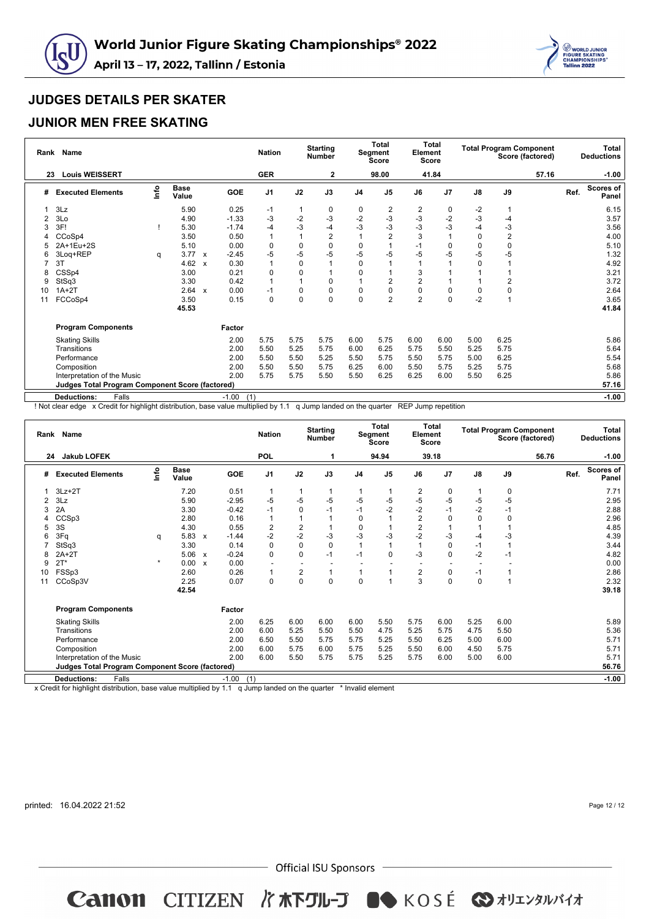# World Junior Figure Skating Championships® 2022

**April 13 – 17, 2022, Tallinn / Estonia**

## JUDGES DETAILS PER SKATER

## JUNIOR MEN FREE SKATING

| Rank | Name | Nation | Starting Number | Total Segment Score | Total Element Score | Total Program Component Score (factored) | Total Deductions |
|---|---|---|---|---|---|---|---|
| 23 | Louis WEISSERT | GER | 2 | 98.00 | 41.84 | 57.16 | -1.00 |

| # | Executed Elements | Info | Base Value | | GOE | J1 | J2 | J3 | J4 | J5 | J6 | J7 | J8 | J9 | Ref. | Scores of Panel |
|---|---|---|---|---|---|---|---|---|---|---|---|---|---|---|---|---|
| 1 | 3Lz | | 5.90 | | 0.25 | -1 | 1 | 0 | 0 | 2 | 2 | 0 | -2 | 1 | | 6.15 |
| 2 | 3Lo | | 4.90 | | -1.33 | -3 | -2 | -3 | -2 | -3 | -3 | -2 | -3 | -4 | | 3.57 |
| 3 | 3F! | ! | 5.30 | | -1.74 | -4 | -3 | -4 | -3 | -3 | -3 | -3 | -4 | -3 | | 3.56 |
| 4 | CCoSp4 | | 3.50 | | 0.50 | 1 | 1 | 2 | 1 | 2 | 3 | 1 | 0 | 2 | | 4.00 |
| 5 | 2A+1Eu+2S | | 5.10 | | 0.00 | 0 | 0 | 0 | 0 | 1 | -1 | 0 | 0 | 0 | | 5.10 |
| 6 | 3Loq+REP | q | 3.77 | x | -2.45 | -5 | -5 | -5 | -5 | -5 | -5 | -5 | -5 | -5 | | 1.32 |
| 7 | 3T | | 4.62 | x | 0.30 | 1 | 0 | 1 | 0 | 1 | 1 | 1 | 0 | 1 | | 4.92 |
| 8 | CSSp4 | | 3.00 | | 0.21 | 0 | 0 | 1 | 0 | 1 | 3 | 1 | 1 | 1 | | 3.21 |
| 9 | StSq3 | | 3.30 | | 0.42 | 1 | 1 | 0 | 1 | 2 | 2 | 1 | 1 | 2 | | 3.72 |
| 10 | 1A+2T | | 2.64 | x | 0.00 | -1 | 0 | 0 | 0 | 0 | 0 | 0 | 0 | 0 | | 2.64 |
| 11 | FCCoSp4 | | 3.50 | | 0.15 | 0 | 0 | 0 | 0 | 2 | 2 | 0 | -2 | 1 | | 3.65 |
| | | | 45.53 | | | | | | | | | | | | | 41.84 |

| Program Components | Factor | J1 | J2 | J3 | J4 | J5 | J6 | J7 | J8 | J9 | Scores of Panel |
|---|---|---|---|---|---|---|---|---|---|---|---|
| Skating Skills | 2.00 | 5.75 | 5.75 | 5.75 | 6.00 | 5.75 | 6.00 | 6.00 | 5.00 | 6.25 | 5.86 |
| Transitions | 2.00 | 5.50 | 5.25 | 5.75 | 6.00 | 6.25 | 5.75 | 5.50 | 5.25 | 5.75 | 5.64 |
| Performance | 2.00 | 5.50 | 5.50 | 5.25 | 5.50 | 5.75 | 5.50 | 5.75 | 5.00 | 6.25 | 5.54 |
| Composition | 2.00 | 5.50 | 5.50 | 5.75 | 6.25 | 6.00 | 5.50 | 5.75 | 5.25 | 5.75 | 5.68 |
| Interpretation of the Music | 2.00 | 5.75 | 5.75 | 5.50 | 5.50 | 6.25 | 6.25 | 6.00 | 5.50 | 6.25 | 5.86 |
| **Judges Total Program Component Score (factored)** | | | | | | | | | | | **57.16** |

| **Deductions:** | Falls | -1.00 | (1) | **-1.00** |
|---|---|---|---|---|

! Not clear edge x Credit for highlight distribution, base value multiplied by 1.1 q Jump landed on the quarter REP Jump repetition

| Rank | Name | Nation | Starting Number | Total Segment Score | Total Element Score | Total Program Component Score (factored) | Total Deductions |
|---|---|---|---|---|---|---|---|
| 24 | Jakub LOFEK | POL | 1 | 94.94 | 39.18 | 56.76 | -1.00 |

| # | Executed Elements | Info | Base Value | | GOE | J1 | J2 | J3 | J4 | J5 | J6 | J7 | J8 | J9 | Ref. | Scores of Panel |
|---|---|---|---|---|---|---|---|---|---|---|---|---|---|---|---|---|
| 1 | 3Lz+2T | | 7.20 | | 0.51 | 1 | 1 | 1 | 1 | 1 | 2 | 0 | 1 | 0 | | 7.71 |
| 2 | 3Lz | | 5.90 | | -2.95 | -5 | -5 | -5 | -5 | -5 | -5 | -5 | -5 | -5 | | 2.95 |
| 3 | 2A | | 3.30 | | -0.42 | -1 | 0 | -1 | -1 | -2 | -2 | -1 | -2 | -1 | | 2.88 |
| 4 | CCSp3 | | 2.80 | | 0.16 | 1 | 1 | 1 | 0 | 1 | 2 | 0 | 0 | 0 | | 2.96 |
| 5 | 3S | | 4.30 | | 0.55 | 2 | 2 | 1 | 0 | 1 | 2 | 1 | 1 | 1 | | 4.85 |
| 6 | 3Fq | q | 5.83 | x | -1.44 | -2 | -2 | -3 | -3 | -3 | -2 | -3 | -4 | -3 | | 4.39 |
| 7 | StSq3 | | 3.30 | | 0.14 | 0 | 0 | 0 | 1 | 1 | 1 | 0 | -1 | 1 | | 3.44 |
| 8 | 2A+2T | | 5.06 | x | -0.24 | 0 | 0 | -1 | -1 | 0 | -3 | 0 | -2 | -1 | | 4.82 |
| 9 | 2T* | * | 0.00 | x | 0.00 | - | - | - | - | - | - | - | - | - | | 0.00 |
| 10 | FSSp3 | | 2.60 | | 0.26 | 1 | 2 | 1 | 1 | 1 | 2 | 0 | -1 | 1 | | 2.86 |
| 11 | CCoSp3V | | 2.25 | | 0.07 | 0 | 0 | 0 | 0 | 1 | 3 | 0 | 0 | 1 | | 2.32 |
| | | | 42.54 | | | | | | | | | | | | | 39.18 |

| Program Components | Factor | J1 | J2 | J3 | J4 | J5 | J6 | J7 | J8 | J9 | Scores of Panel |
|---|---|---|---|---|---|---|---|---|---|---|---|
| Skating Skills | 2.00 | 6.25 | 6.00 | 6.00 | 6.00 | 5.50 | 5.75 | 6.00 | 5.25 | 6.00 | 5.89 |
| Transitions | 2.00 | 6.00 | 5.25 | 5.50 | 5.50 | 4.75 | 5.25 | 5.75 | 4.75 | 5.50 | 5.36 |
| Performance | 2.00 | 6.50 | 5.50 | 5.75 | 5.75 | 5.25 | 5.50 | 6.25 | 5.00 | 6.00 | 5.71 |
| Composition | 2.00 | 6.00 | 5.75 | 6.00 | 5.75 | 5.25 | 5.50 | 6.00 | 4.50 | 5.75 | 5.71 |
| Interpretation of the Music | 2.00 | 6.00 | 5.50 | 5.75 | 5.75 | 5.25 | 5.75 | 6.00 | 5.00 | 6.00 | 5.71 |
| **Judges Total Program Component Score (factored)** | | | | | | | | | | | **56.76** |

| **Deductions:** | Falls | -1.00 | (1) | **-1.00** |
|---|---|---|---|---|

x Credit for highlight distribution, base value multiplied by 1.1 q Jump landed on the quarter * Invalid element

printed: 16.04.2022 21:52

Official ISU Sponsors

Canon CITIZEN 木下グループ KOSÉ オリエンタルバイオ